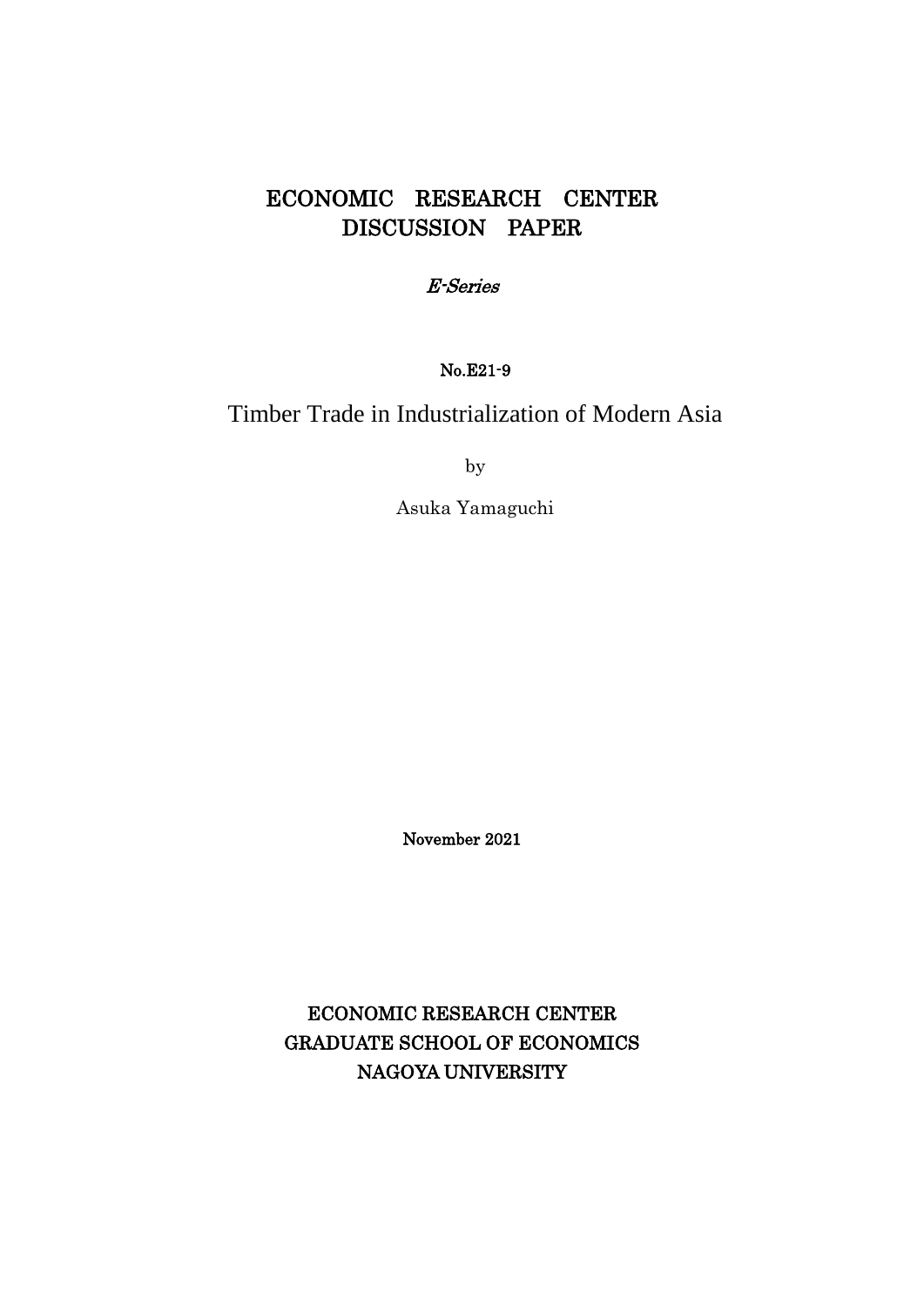# ECONOMIC RESEARCH CENTER DISCUSSION PAPER

*E-Series*

No.E21-9

## Timber Trade in Industrialization of Modern Asia

by

Asuka Yamaguchi

November 2021

ECONOMIC RESEARCH CENTER
GRADUATE SCHOOL OF ECONOMICS
NAGOYA UNIVERSITY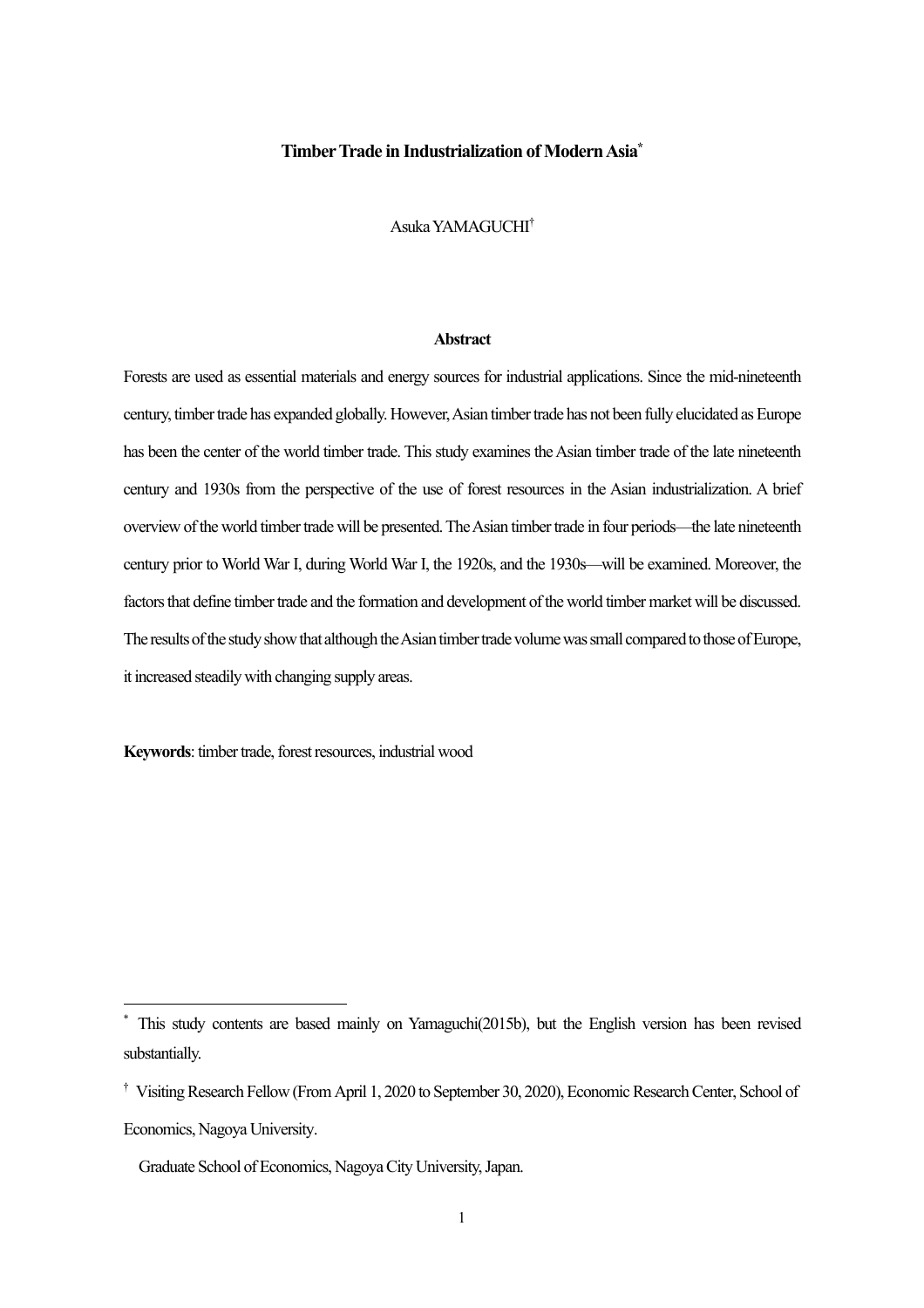# Timber Trade in Industrialization of Modern Asia[*]

Asuka YAMAGUCHI[†]

**Abstract**

Forests are used as essential materials and energy sources for industrial applications. Since the mid-nineteenth century, timber trade has expanded globally. However, Asian timber trade has not been fully elucidated as Europe has been the center of the world timber trade. This study examines the Asian timber trade of the late nineteenth century and 1930s from the perspective of the use of forest resources in the Asian industrialization. A brief overview of the world timber trade will be presented. The Asian timber trade in four periods—the late nineteenth century prior to World War I, during World War I, the 1920s, and the 1930s—will be examined. Moreover, the factors that define timber trade and the formation and development of the world timber market will be discussed. The results of the study show that although the Asian timber trade volume was small compared to those of Europe, it increased steadily with changing supply areas.

**Keywords**: timber trade, forest resources, industrial wood

---

[*] This study contents are based mainly on Yamaguchi(2015b), but the English version has been revised substantially.

[†] Visiting Research Fellow (From April 1, 2020 to September 30, 2020), Economic Research Center, School of Economics, Nagoya University.

Graduate School of Economics, Nagoya City University, Japan.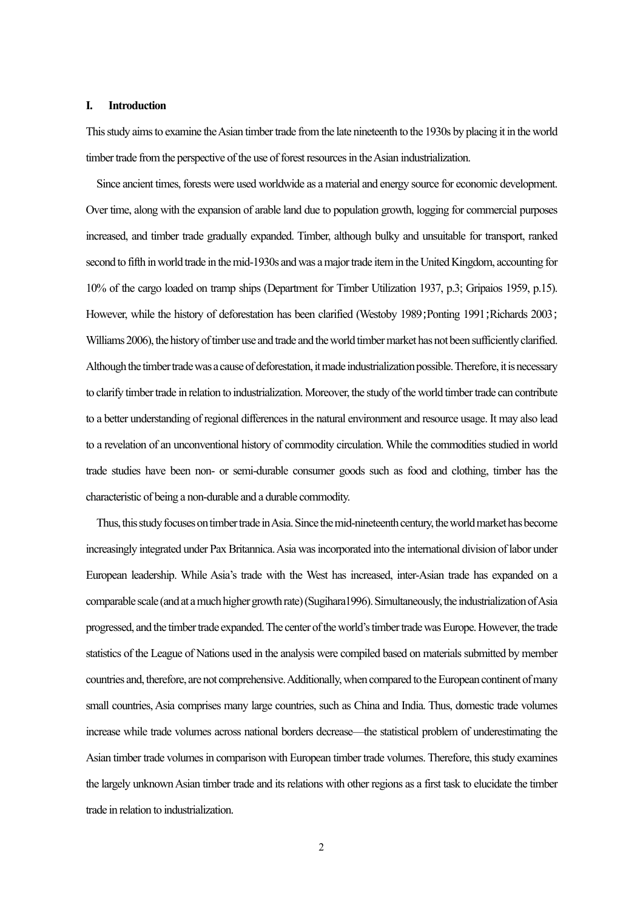## I. Introduction

This study aims to examine the Asian timber trade from the late nineteenth to the 1930s by placing it in the world timber trade from the perspective of the use of forest resources in the Asian industrialization.

Since ancient times, forests were used worldwide as a material and energy source for economic development. Over time, along with the expansion of arable land due to population growth, logging for commercial purposes increased, and timber trade gradually expanded. Timber, although bulky and unsuitable for transport, ranked second to fifth in world trade in the mid-1930s and was a major trade item in the United Kingdom, accounting for 10% of the cargo loaded on tramp ships (Department for Timber Utilization 1937, p.3; Gripaios 1959, p.15). However, while the history of deforestation has been clarified (Westoby 1989；Ponting 1991；Richards 2003；Williams 2006), the history of timber use and trade and the world timber market has not been sufficiently clarified. Although the timber trade was a cause of deforestation, it made industrialization possible. Therefore, it is necessary to clarify timber trade in relation to industrialization. Moreover, the study of the world timber trade can contribute to a better understanding of regional differences in the natural environment and resource usage. It may also lead to a revelation of an unconventional history of commodity circulation. While the commodities studied in world trade studies have been non- or semi-durable consumer goods such as food and clothing, timber has the characteristic of being a non-durable and a durable commodity.

Thus, this study focuses on timber trade in Asia. Since the mid-nineteenth century, the world market has become increasingly integrated under Pax Britannica. Asia was incorporated into the international division of labor under European leadership. While Asia's trade with the West has increased, inter-Asian trade has expanded on a comparable scale (and at a much higher growth rate) (Sugihara1996). Simultaneously, the industrialization of Asia progressed, and the timber trade expanded. The center of the world's timber trade was Europe. However, the trade statistics of the League of Nations used in the analysis were compiled based on materials submitted by member countries and, therefore, are not comprehensive. Additionally, when compared to the European continent of many small countries, Asia comprises many large countries, such as China and India. Thus, domestic trade volumes increase while trade volumes across national borders decrease—the statistical problem of underestimating the Asian timber trade volumes in comparison with European timber trade volumes. Therefore, this study examines the largely unknown Asian timber trade and its relations with other regions as a first task to elucidate the timber trade in relation to industrialization.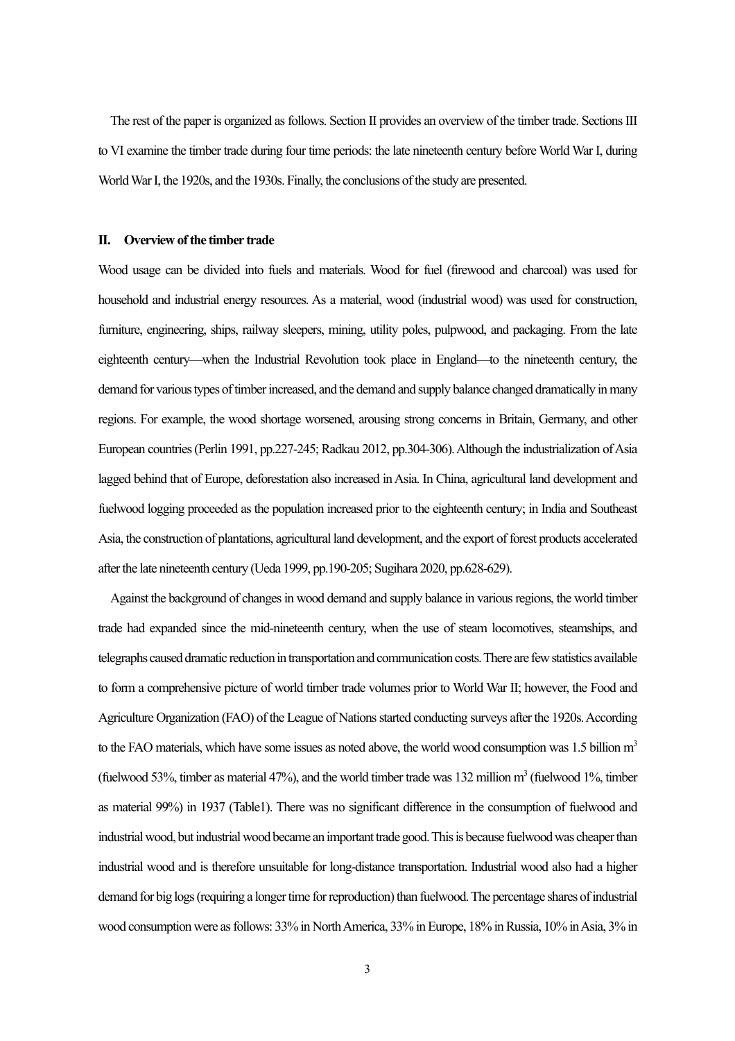The rest of the paper is organized as follows. Section II provides an overview of the timber trade. Sections III to VI examine the timber trade during four time periods: the late nineteenth century before World War I, during World War I, the 1920s, and the 1930s. Finally, the conclusions of the study are presented.

## II. Overview of the timber trade

Wood usage can be divided into fuels and materials. Wood for fuel (firewood and charcoal) was used for household and industrial energy resources. As a material, wood (industrial wood) was used for construction, furniture, engineering, ships, railway sleepers, mining, utility poles, pulpwood, and packaging. From the late eighteenth century—when the Industrial Revolution took place in England—to the nineteenth century, the demand for various types of timber increased, and the demand and supply balance changed dramatically in many regions. For example, the wood shortage worsened, arousing strong concerns in Britain, Germany, and other European countries (Perlin 1991, pp.227-245; Radkau 2012, pp.304-306). Although the industrialization of Asia lagged behind that of Europe, deforestation also increased in Asia. In China, agricultural land development and fuelwood logging proceeded as the population increased prior to the eighteenth century; in India and Southeast Asia, the construction of plantations, agricultural land development, and the export of forest products accelerated after the late nineteenth century (Ueda 1999, pp.190-205; Sugihara 2020, pp.628-629).

Against the background of changes in wood demand and supply balance in various regions, the world timber trade had expanded since the mid-nineteenth century, when the use of steam locomotives, steamships, and telegraphs caused dramatic reduction in transportation and communication costs. There are few statistics available to form a comprehensive picture of world timber trade volumes prior to World War II; however, the Food and Agriculture Organization (FAO) of the League of Nations started conducting surveys after the 1920s. According to the FAO materials, which have some issues as noted above, the world wood consumption was 1.5 billion m$^3$ (fuelwood 53%, timber as material 47%), and the world timber trade was 132 million m$^3$ (fuelwood 1%, timber as material 99%) in 1937 (Table1). There was no significant difference in the consumption of fuelwood and industrial wood, but industrial wood became an important trade good. This is because fuelwood was cheaper than industrial wood and is therefore unsuitable for long-distance transportation. Industrial wood also had a higher demand for big logs (requiring a longer time for reproduction) than fuelwood. The percentage shares of industrial wood consumption were as follows: 33% in North America, 33% in Europe, 18% in Russia, 10% in Asia, 3% in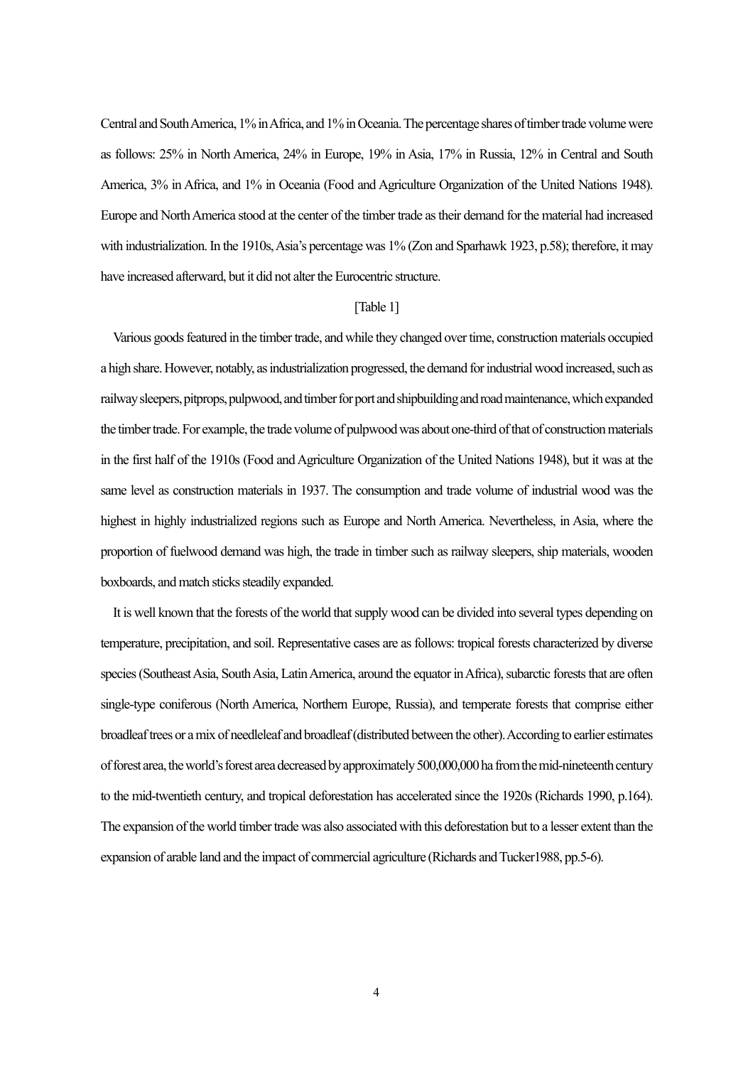Central and South America, 1% in Africa, and 1% in Oceania. The percentage shares of timber trade volume were as follows: 25% in North America, 24% in Europe, 19% in Asia, 17% in Russia, 12% in Central and South America, 3% in Africa, and 1% in Oceania (Food and Agriculture Organization of the United Nations 1948). Europe and North America stood at the center of the timber trade as their demand for the material had increased with industrialization. In the 1910s, Asia's percentage was 1% (Zon and Sparhawk 1923, p.58); therefore, it may have increased afterward, but it did not alter the Eurocentric structure.

[Table 1]

Various goods featured in the timber trade, and while they changed over time, construction materials occupied a high share. However, notably, as industrialization progressed, the demand for industrial wood increased, such as railway sleepers, pitprops, pulpwood, and timber for port and shipbuilding and road maintenance, which expanded the timber trade. For example, the trade volume of pulpwood was about one-third of that of construction materials in the first half of the 1910s (Food and Agriculture Organization of the United Nations 1948), but it was at the same level as construction materials in 1937. The consumption and trade volume of industrial wood was the highest in highly industrialized regions such as Europe and North America. Nevertheless, in Asia, where the proportion of fuelwood demand was high, the trade in timber such as railway sleepers, ship materials, wooden boxboards, and match sticks steadily expanded.

It is well known that the forests of the world that supply wood can be divided into several types depending on temperature, precipitation, and soil. Representative cases are as follows: tropical forests characterized by diverse species (Southeast Asia, South Asia, Latin America, around the equator in Africa), subarctic forests that are often single-type coniferous (North America, Northern Europe, Russia), and temperate forests that comprise either broadleaf trees or a mix of needleleaf and broadleaf (distributed between the other). According to earlier estimates of forest area, the world's forest area decreased by approximately 500,000,000 ha from the mid-nineteenth century to the mid-twentieth century, and tropical deforestation has accelerated since the 1920s (Richards 1990, p.164). The expansion of the world timber trade was also associated with this deforestation but to a lesser extent than the expansion of arable land and the impact of commercial agriculture (Richards and Tucker1988, pp.5-6).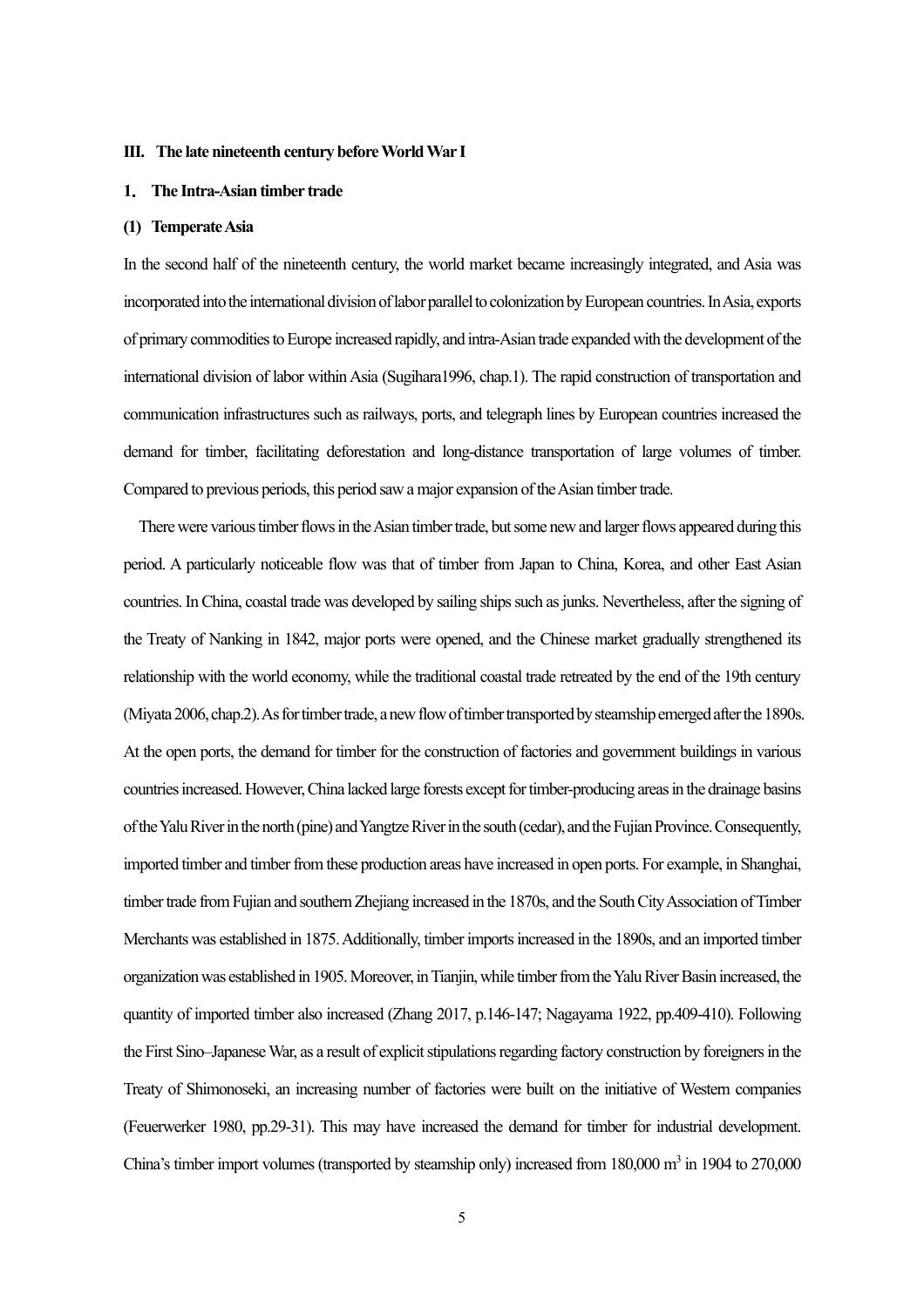## III. The late nineteenth century before World War I

### 1. The Intra-Asian timber trade

#### (1) Temperate Asia

In the second half of the nineteenth century, the world market became increasingly integrated, and Asia was incorporated into the international division of labor parallel to colonization by European countries. In Asia, exports of primary commodities to Europe increased rapidly, and intra-Asian trade expanded with the development of the international division of labor within Asia (Sugihara1996, chap.1). The rapid construction of transportation and communication infrastructures such as railways, ports, and telegraph lines by European countries increased the demand for timber, facilitating deforestation and long-distance transportation of large volumes of timber. Compared to previous periods, this period saw a major expansion of the Asian timber trade.

There were various timber flows in the Asian timber trade, but some new and larger flows appeared during this period. A particularly noticeable flow was that of timber from Japan to China, Korea, and other East Asian countries. In China, coastal trade was developed by sailing ships such as junks. Nevertheless, after the signing of the Treaty of Nanking in 1842, major ports were opened, and the Chinese market gradually strengthened its relationship with the world economy, while the traditional coastal trade retreated by the end of the 19th century (Miyata 2006, chap.2). As for timber trade, a new flow of timber transported by steamship emerged after the 1890s. At the open ports, the demand for timber for the construction of factories and government buildings in various countries increased. However, China lacked large forests except for timber-producing areas in the drainage basins of the Yalu River in the north (pine) and Yangtze River in the south (cedar), and the Fujian Province. Consequently, imported timber and timber from these production areas have increased in open ports. For example, in Shanghai, timber trade from Fujian and southern Zhejiang increased in the 1870s, and the South City Association of Timber Merchants was established in 1875. Additionally, timber imports increased in the 1890s, and an imported timber organization was established in 1905. Moreover, in Tianjin, while timber from the Yalu River Basin increased, the quantity of imported timber also increased (Zhang 2017, p.146-147; Nagayama 1922, pp.409-410). Following the First Sino–Japanese War, as a result of explicit stipulations regarding factory construction by foreigners in the Treaty of Shimonoseki, an increasing number of factories were built on the initiative of Western companies (Feuerwerker 1980, pp.29-31). This may have increased the demand for timber for industrial development. China's timber import volumes (transported by steamship only) increased from 180,000 m$^3$ in 1904 to 270,000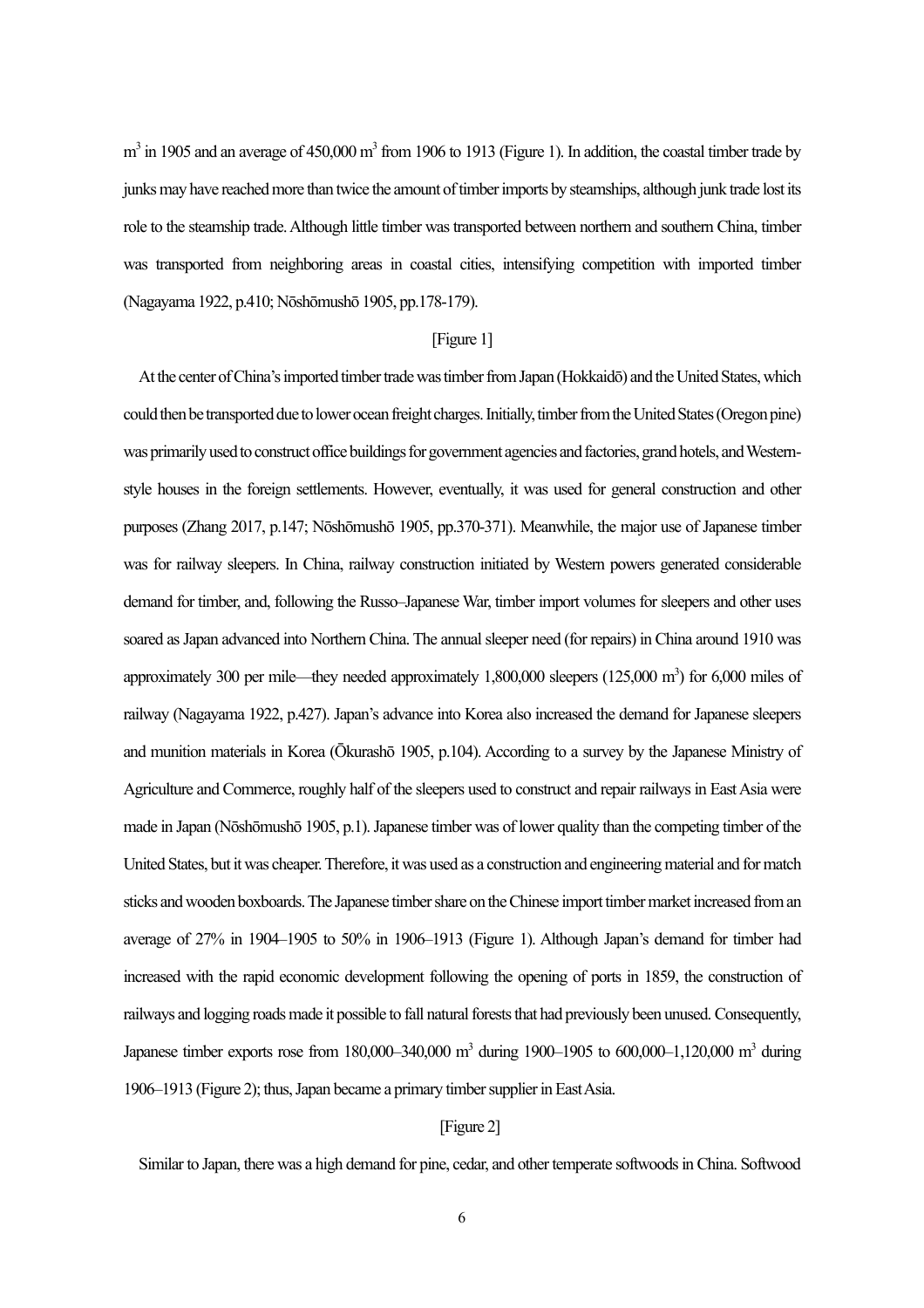m$^3$ in 1905 and an average of 450,000 m$^3$ from 1906 to 1913 (Figure 1). In addition, the coastal timber trade by junks may have reached more than twice the amount of timber imports by steamships, although junk trade lost its role to the steamship trade. Although little timber was transported between northern and southern China, timber was transported from neighboring areas in coastal cities, intensifying competition with imported timber (Nagayama 1922, p.410; Nōshōmushō 1905, pp.178-179).

[Figure 1]

At the center of China's imported timber trade was timber from Japan (Hokkaidō) and the United States, which could then be transported due to lower ocean freight charges. Initially, timber from the United States (Oregon pine) was primarily used to construct office buildings for government agencies and factories, grand hotels, and Western-style houses in the foreign settlements. However, eventually, it was used for general construction and other purposes (Zhang 2017, p.147; Nōshōmushō 1905, pp.370-371). Meanwhile, the major use of Japanese timber was for railway sleepers. In China, railway construction initiated by Western powers generated considerable demand for timber, and, following the Russo–Japanese War, timber import volumes for sleepers and other uses soared as Japan advanced into Northern China. The annual sleeper need (for repairs) in China around 1910 was approximately 300 per mile—they needed approximately 1,800,000 sleepers (125,000 m$^3$) for 6,000 miles of railway (Nagayama 1922, p.427). Japan's advance into Korea also increased the demand for Japanese sleepers and munition materials in Korea (Ōkurashō 1905, p.104). According to a survey by the Japanese Ministry of Agriculture and Commerce, roughly half of the sleepers used to construct and repair railways in East Asia were made in Japan (Nōshōmushō 1905, p.1). Japanese timber was of lower quality than the competing timber of the United States, but it was cheaper. Therefore, it was used as a construction and engineering material and for match sticks and wooden boxboards. The Japanese timber share on the Chinese import timber market increased from an average of 27% in 1904–1905 to 50% in 1906–1913 (Figure 1). Although Japan's demand for timber had increased with the rapid economic development following the opening of ports in 1859, the construction of railways and logging roads made it possible to fall natural forests that had previously been unused. Consequently, Japanese timber exports rose from 180,000–340,000 m$^3$ during 1900–1905 to 600,000–1,120,000 m$^3$ during 1906–1913 (Figure 2); thus, Japan became a primary timber supplier in East Asia.

[Figure 2]

Similar to Japan, there was a high demand for pine, cedar, and other temperate softwoods in China. Softwood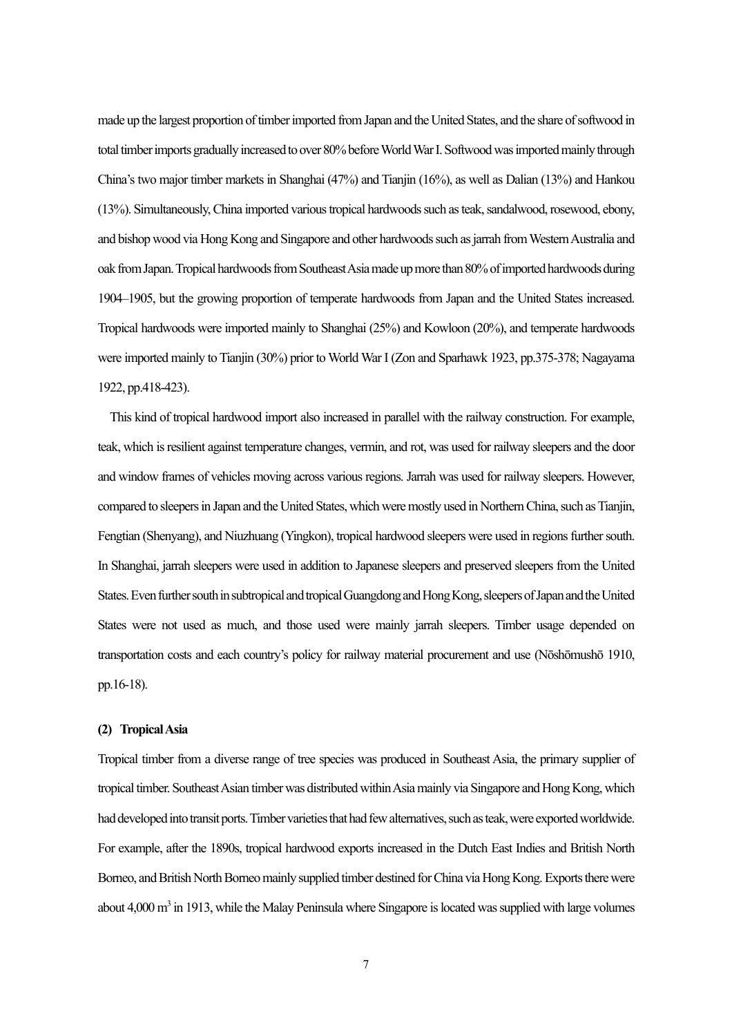made up the largest proportion of timber imported from Japan and the United States, and the share of softwood in total timber imports gradually increased to over 80% before World War I. Softwood was imported mainly through China's two major timber markets in Shanghai (47%) and Tianjin (16%), as well as Dalian (13%) and Hankou (13%). Simultaneously, China imported various tropical hardwoods such as teak, sandalwood, rosewood, ebony, and bishop wood via Hong Kong and Singapore and other hardwoods such as jarrah from Western Australia and oak from Japan. Tropical hardwoods from Southeast Asia made up more than 80% of imported hardwoods during 1904–1905, but the growing proportion of temperate hardwoods from Japan and the United States increased. Tropical hardwoods were imported mainly to Shanghai (25%) and Kowloon (20%), and temperate hardwoods were imported mainly to Tianjin (30%) prior to World War I (Zon and Sparhawk 1923, pp.375-378; Nagayama 1922, pp.418-423).

This kind of tropical hardwood import also increased in parallel with the railway construction. For example, teak, which is resilient against temperature changes, vermin, and rot, was used for railway sleepers and the door and window frames of vehicles moving across various regions. Jarrah was used for railway sleepers. However, compared to sleepers in Japan and the United States, which were mostly used in Northern China, such as Tianjin, Fengtian (Shenyang), and Niuzhuang (Yingkon), tropical hardwood sleepers were used in regions further south. In Shanghai, jarrah sleepers were used in addition to Japanese sleepers and preserved sleepers from the United States. Even further south in subtropical and tropical Guangdong and Hong Kong, sleepers of Japan and the United States were not used as much, and those used were mainly jarrah sleepers. Timber usage depended on transportation costs and each country's policy for railway material procurement and use (Nōshōmushō 1910, pp.16-18).

#### (2) Tropical Asia

Tropical timber from a diverse range of tree species was produced in Southeast Asia, the primary supplier of tropical timber. Southeast Asian timber was distributed within Asia mainly via Singapore and Hong Kong, which had developed into transit ports. Timber varieties that had few alternatives, such as teak, were exported worldwide. For example, after the 1890s, tropical hardwood exports increased in the Dutch East Indies and British North Borneo, and British North Borneo mainly supplied timber destined for China via Hong Kong. Exports there were about 4,000 m$^3$ in 1913, while the Malay Peninsula where Singapore is located was supplied with large volumes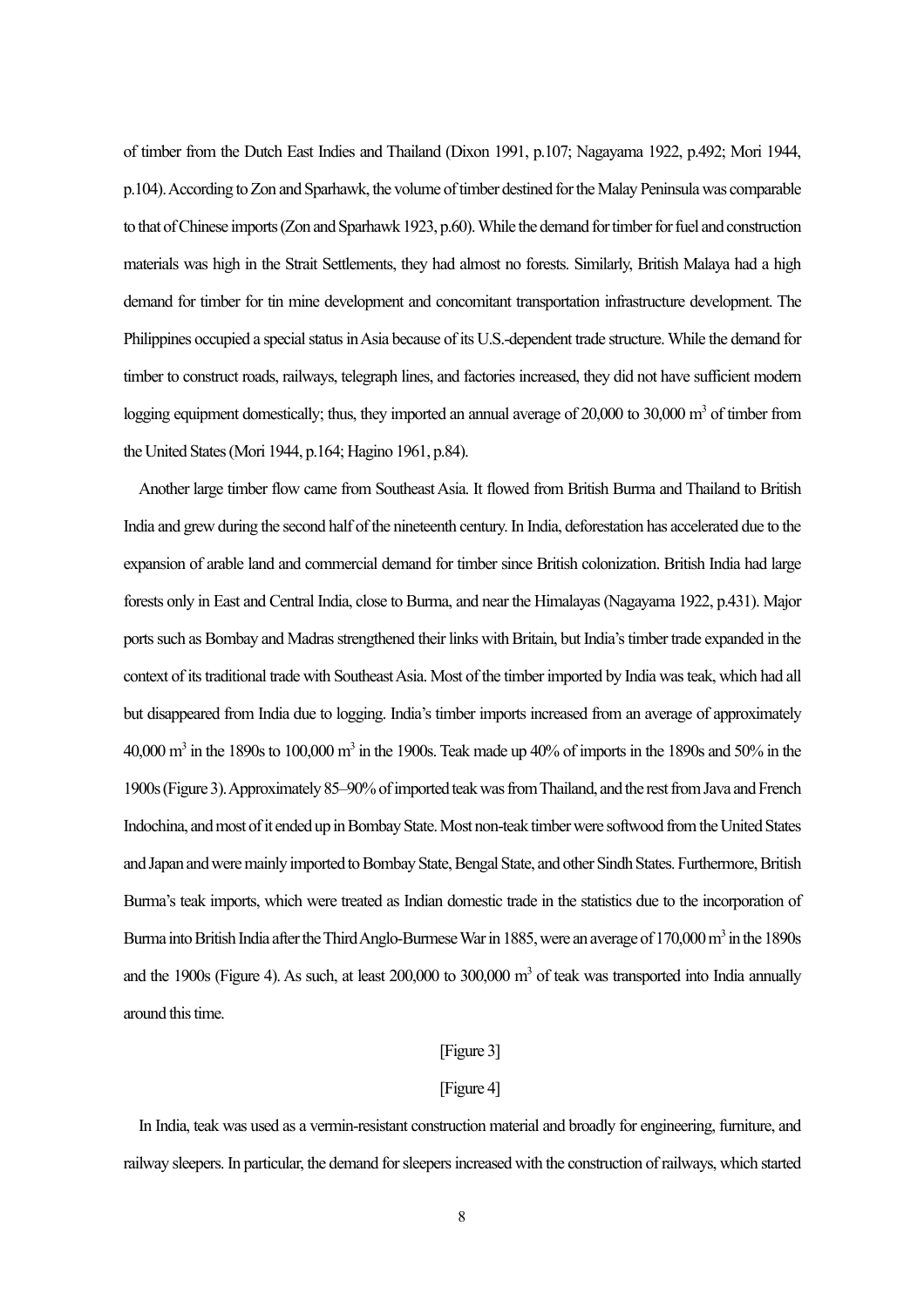of timber from the Dutch East Indies and Thailand (Dixon 1991, p.107; Nagayama 1922, p.492; Mori 1944, p.104). According to Zon and Sparhawk, the volume of timber destined for the Malay Peninsula was comparable to that of Chinese imports (Zon and Sparhawk 1923, p.60). While the demand for timber for fuel and construction materials was high in the Strait Settlements, they had almost no forests. Similarly, British Malaya had a high demand for timber for tin mine development and concomitant transportation infrastructure development. The Philippines occupied a special status in Asia because of its U.S.-dependent trade structure. While the demand for timber to construct roads, railways, telegraph lines, and factories increased, they did not have sufficient modern logging equipment domestically; thus, they imported an annual average of 20,000 to 30,000 m$^3$ of timber from the United States (Mori 1944, p.164; Hagino 1961, p.84).

Another large timber flow came from Southeast Asia. It flowed from British Burma and Thailand to British India and grew during the second half of the nineteenth century. In India, deforestation has accelerated due to the expansion of arable land and commercial demand for timber since British colonization. British India had large forests only in East and Central India, close to Burma, and near the Himalayas (Nagayama 1922, p.431). Major ports such as Bombay and Madras strengthened their links with Britain, but India's timber trade expanded in the context of its traditional trade with Southeast Asia. Most of the timber imported by India was teak, which had all but disappeared from India due to logging. India's timber imports increased from an average of approximately 40,000 m$^3$ in the 1890s to 100,000 m$^3$ in the 1900s. Teak made up 40% of imports in the 1890s and 50% in the 1900s (Figure 3). Approximately 85–90% of imported teak was from Thailand, and the rest from Java and French Indochina, and most of it ended up in Bombay State. Most non-teak timber were softwood from the United States and Japan and were mainly imported to Bombay State, Bengal State, and other Sindh States. Furthermore, British Burma's teak imports, which were treated as Indian domestic trade in the statistics due to the incorporation of Burma into British India after the Third Anglo-Burmese War in 1885, were an average of 170,000 m$^3$ in the 1890s and the 1900s (Figure 4). As such, at least 200,000 to 300,000 m$^3$ of teak was transported into India annually around this time.

[Figure 3]

[Figure 4]

In India, teak was used as a vermin-resistant construction material and broadly for engineering, furniture, and railway sleepers. In particular, the demand for sleepers increased with the construction of railways, which started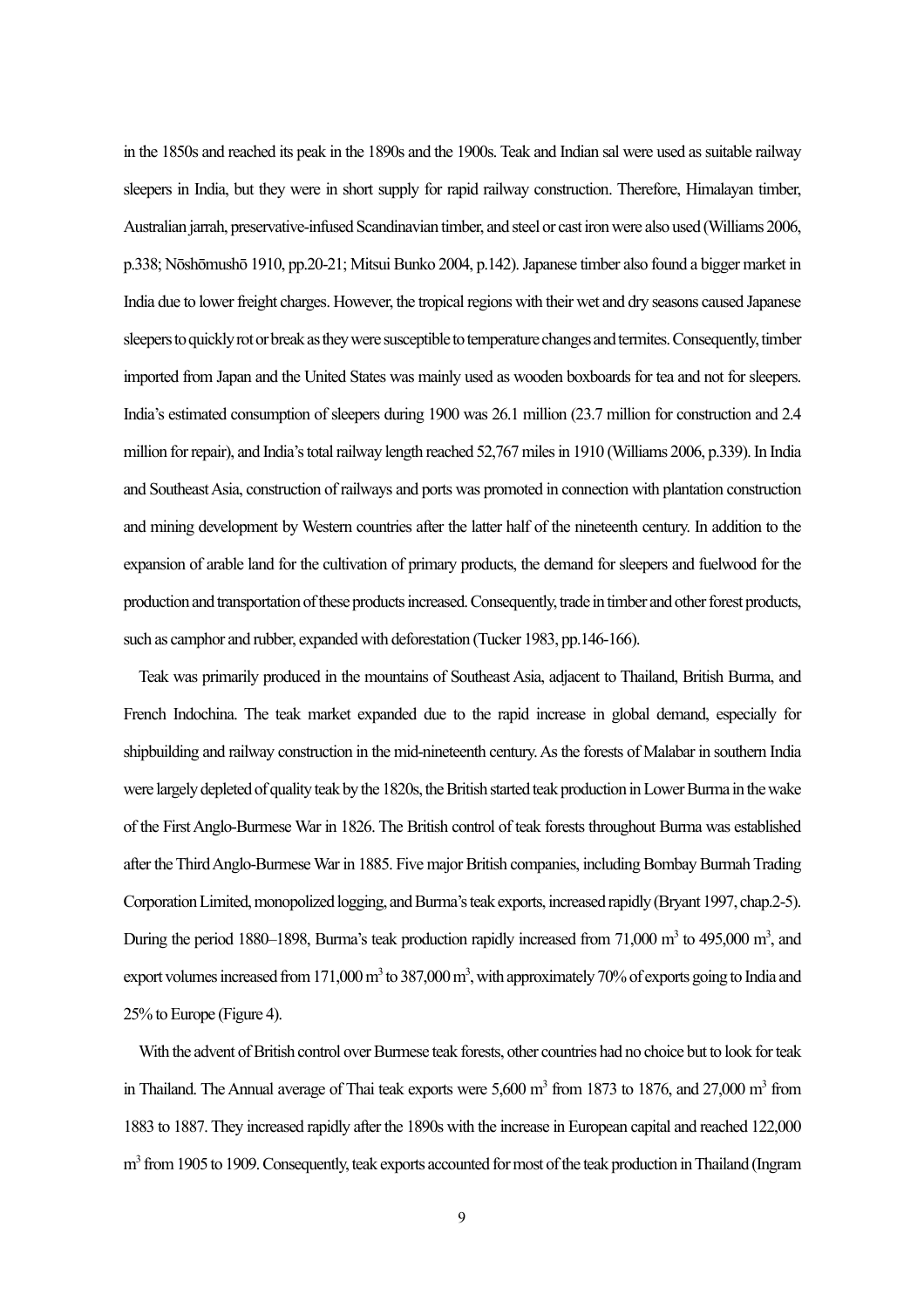in the 1850s and reached its peak in the 1890s and the 1900s. Teak and Indian sal were used as suitable railway sleepers in India, but they were in short supply for rapid railway construction. Therefore, Himalayan timber, Australian jarrah, preservative-infused Scandinavian timber, and steel or cast iron were also used (Williams 2006, p.338; Nōshōmushō 1910, pp.20-21; Mitsui Bunko 2004, p.142). Japanese timber also found a bigger market in India due to lower freight charges. However, the tropical regions with their wet and dry seasons caused Japanese sleepers to quickly rot or break as they were susceptible to temperature changes and termites. Consequently, timber imported from Japan and the United States was mainly used as wooden boxboards for tea and not for sleepers. India's estimated consumption of sleepers during 1900 was 26.1 million (23.7 million for construction and 2.4 million for repair), and India's total railway length reached 52,767 miles in 1910 (Williams 2006, p.339). In India and Southeast Asia, construction of railways and ports was promoted in connection with plantation construction and mining development by Western countries after the latter half of the nineteenth century. In addition to the expansion of arable land for the cultivation of primary products, the demand for sleepers and fuelwood for the production and transportation of these products increased. Consequently, trade in timber and other forest products, such as camphor and rubber, expanded with deforestation (Tucker 1983, pp.146-166).

Teak was primarily produced in the mountains of Southeast Asia, adjacent to Thailand, British Burma, and French Indochina. The teak market expanded due to the rapid increase in global demand, especially for shipbuilding and railway construction in the mid-nineteenth century. As the forests of Malabar in southern India were largely depleted of quality teak by the 1820s, the British started teak production in Lower Burma in the wake of the First Anglo-Burmese War in 1826. The British control of teak forests throughout Burma was established after the Third Anglo-Burmese War in 1885. Five major British companies, including Bombay Burmah Trading Corporation Limited, monopolized logging, and Burma's teak exports, increased rapidly (Bryant 1997, chap.2-5). During the period 1880–1898, Burma's teak production rapidly increased from 71,000 $m^3$ to 495,000 $m^3$, and export volumes increased from 171,000 $m^3$ to 387,000 $m^3$, with approximately 70% of exports going to India and 25% to Europe (Figure 4).

With the advent of British control over Burmese teak forests, other countries had no choice but to look for teak in Thailand. The Annual average of Thai teak exports were 5,600 $m^3$ from 1873 to 1876, and 27,000 $m^3$ from 1883 to 1887. They increased rapidly after the 1890s with the increase in European capital and reached 122,000 $m^3$ from 1905 to 1909. Consequently, teak exports accounted for most of the teak production in Thailand (Ingram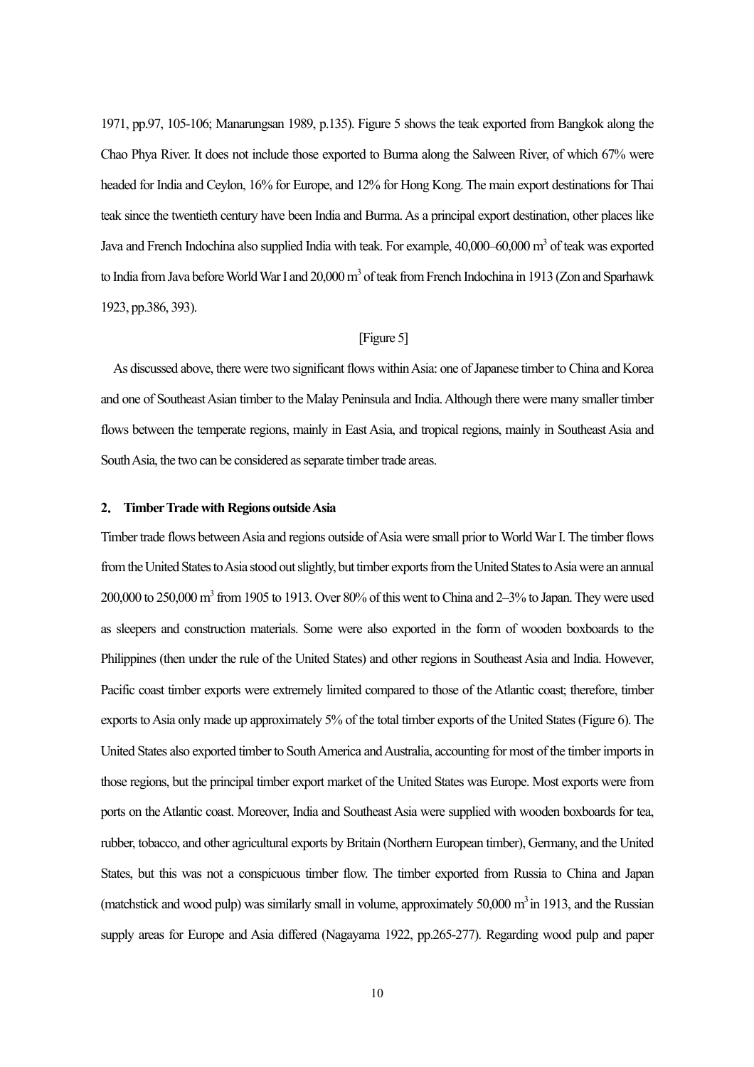1971, pp.97, 105-106; Manarungsan 1989, p.135). Figure 5 shows the teak exported from Bangkok along the Chao Phya River. It does not include those exported to Burma along the Salween River, of which 67% were headed for India and Ceylon, 16% for Europe, and 12% for Hong Kong. The main export destinations for Thai teak since the twentieth century have been India and Burma. As a principal export destination, other places like Java and French Indochina also supplied India with teak. For example, 40,000–60,000 $m^3$ of teak was exported to India from Java before World War I and 20,000 $m^3$ of teak from French Indochina in 1913 (Zon and Sparhawk 1923, pp.386, 393).

[Figure 5]

As discussed above, there were two significant flows within Asia: one of Japanese timber to China and Korea and one of Southeast Asian timber to the Malay Peninsula and India. Although there were many smaller timber flows between the temperate regions, mainly in East Asia, and tropical regions, mainly in Southeast Asia and South Asia, the two can be considered as separate timber trade areas.

### 2. Timber Trade with Regions outside Asia

Timber trade flows between Asia and regions outside of Asia were small prior to World War I. The timber flows from the United States to Asia stood out slightly, but timber exports from the United States to Asia were an annual 200,000 to 250,000 $m^3$ from 1905 to 1913. Over 80% of this went to China and 2–3% to Japan. They were used as sleepers and construction materials. Some were also exported in the form of wooden boxboards to the Philippines (then under the rule of the United States) and other regions in Southeast Asia and India. However, Pacific coast timber exports were extremely limited compared to those of the Atlantic coast; therefore, timber exports to Asia only made up approximately 5% of the total timber exports of the United States (Figure 6). The United States also exported timber to South America and Australia, accounting for most of the timber imports in those regions, but the principal timber export market of the United States was Europe. Most exports were from ports on the Atlantic coast. Moreover, India and Southeast Asia were supplied with wooden boxboards for tea, rubber, tobacco, and other agricultural exports by Britain (Northern European timber), Germany, and the United States, but this was not a conspicuous timber flow. The timber exported from Russia to China and Japan (matchstick and wood pulp) was similarly small in volume, approximately 50,000 $m^3$ in 1913, and the Russian supply areas for Europe and Asia differed (Nagayama 1922, pp.265-277). Regarding wood pulp and paper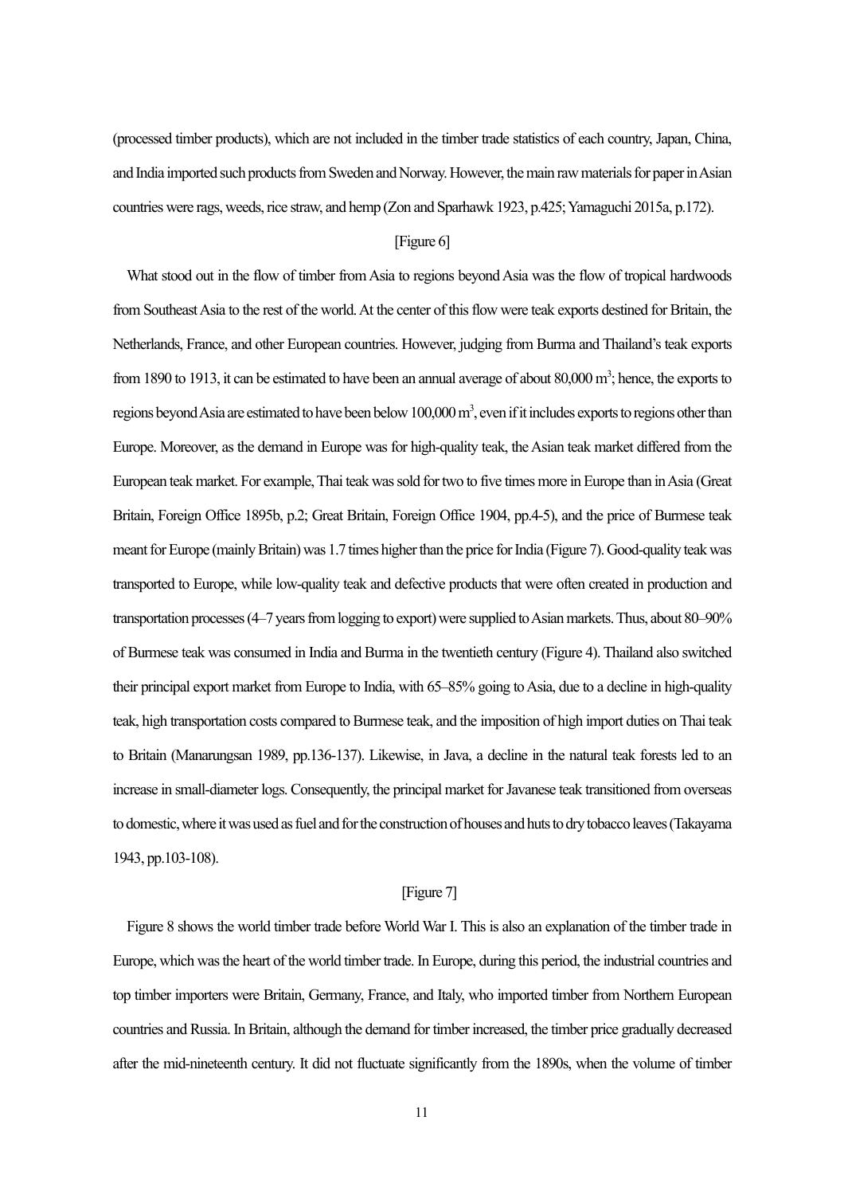(processed timber products), which are not included in the timber trade statistics of each country, Japan, China, and India imported such products from Sweden and Norway. However, the main raw materials for paper in Asian countries were rags, weeds, rice straw, and hemp (Zon and Sparhawk 1923, p.425; Yamaguchi 2015a, p.172).

[Figure 6]

What stood out in the flow of timber from Asia to regions beyond Asia was the flow of tropical hardwoods from Southeast Asia to the rest of the world. At the center of this flow were teak exports destined for Britain, the Netherlands, France, and other European countries. However, judging from Burma and Thailand's teak exports from 1890 to 1913, it can be estimated to have been an annual average of about 80,000 $m^3$; hence, the exports to regions beyond Asia are estimated to have been below 100,000 $m^3$, even if it includes exports to regions other than Europe. Moreover, as the demand in Europe was for high-quality teak, the Asian teak market differed from the European teak market. For example, Thai teak was sold for two to five times more in Europe than in Asia (Great Britain, Foreign Office 1895b, p.2; Great Britain, Foreign Office 1904, pp.4-5), and the price of Burmese teak meant for Europe (mainly Britain) was 1.7 times higher than the price for India (Figure 7). Good-quality teak was transported to Europe, while low-quality teak and defective products that were often created in production and transportation processes (4–7 years from logging to export) were supplied to Asian markets. Thus, about 80–90% of Burmese teak was consumed in India and Burma in the twentieth century (Figure 4). Thailand also switched their principal export market from Europe to India, with 65–85% going to Asia, due to a decline in high-quality teak, high transportation costs compared to Burmese teak, and the imposition of high import duties on Thai teak to Britain (Manarungsan 1989, pp.136-137). Likewise, in Java, a decline in the natural teak forests led to an increase in small-diameter logs. Consequently, the principal market for Javanese teak transitioned from overseas to domestic, where it was used as fuel and for the construction of houses and huts to dry tobacco leaves (Takayama 1943, pp.103-108).

[Figure 7]

Figure 8 shows the world timber trade before World War I. This is also an explanation of the timber trade in Europe, which was the heart of the world timber trade. In Europe, during this period, the industrial countries and top timber importers were Britain, Germany, France, and Italy, who imported timber from Northern European countries and Russia. In Britain, although the demand for timber increased, the timber price gradually decreased after the mid-nineteenth century. It did not fluctuate significantly from the 1890s, when the volume of timber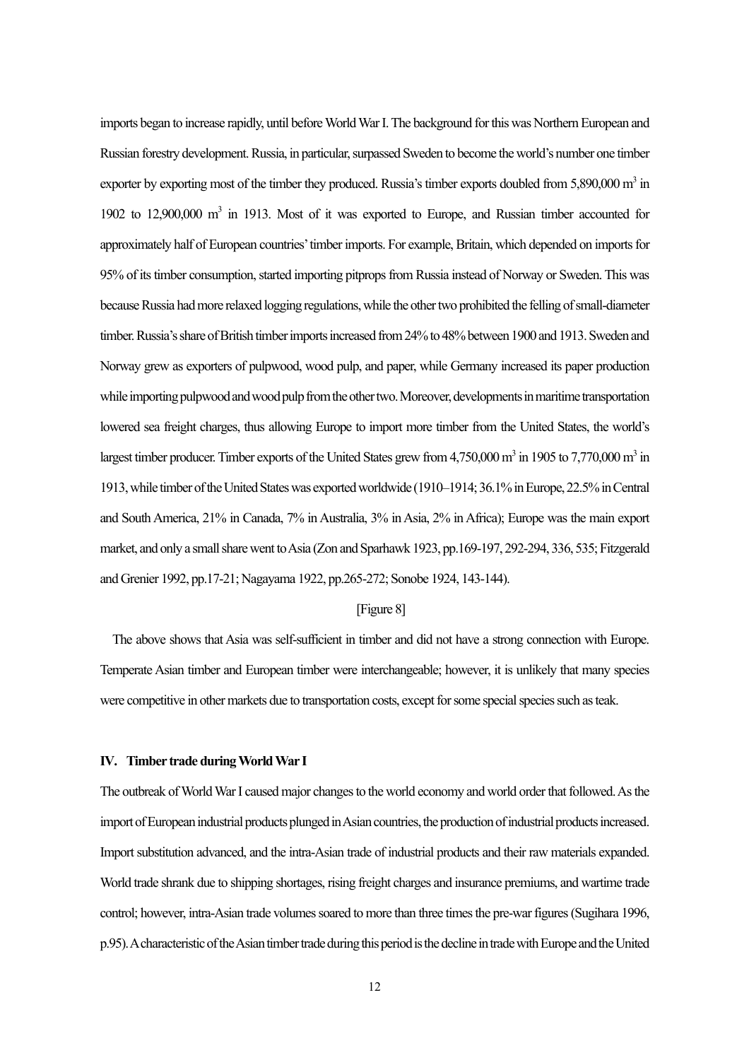imports began to increase rapidly, until before World War I. The background for this was Northern European and Russian forestry development. Russia, in particular, surpassed Sweden to become the world's number one timber exporter by exporting most of the timber they produced. Russia's timber exports doubled from 5,890,000 $m^3$ in 1902 to 12,900,000 $m^3$ in 1913. Most of it was exported to Europe, and Russian timber accounted for approximately half of European countries' timber imports. For example, Britain, which depended on imports for 95% of its timber consumption, started importing pitprops from Russia instead of Norway or Sweden. This was because Russia had more relaxed logging regulations, while the other two prohibited the felling of small-diameter timber. Russia's share of British timber imports increased from 24% to 48% between 1900 and 1913. Sweden and Norway grew as exporters of pulpwood, wood pulp, and paper, while Germany increased its paper production while importing pulpwood and wood pulp from the other two. Moreover, developments in maritime transportation lowered sea freight charges, thus allowing Europe to import more timber from the United States, the world's largest timber producer. Timber exports of the United States grew from 4,750,000 $m^3$ in 1905 to 7,770,000 $m^3$ in 1913, while timber of the United States was exported worldwide (1910–1914; 36.1% in Europe, 22.5% in Central and South America, 21% in Canada, 7% in Australia, 3% in Asia, 2% in Africa); Europe was the main export market, and only a small share went to Asia (Zon and Sparhawk 1923, pp.169-197, 292-294, 336, 535; Fitzgerald and Grenier 1992, pp.17-21; Nagayama 1922, pp.265-272; Sonobe 1924, 143-144).

[Figure 8]

The above shows that Asia was self-sufficient in timber and did not have a strong connection with Europe. Temperate Asian timber and European timber were interchangeable; however, it is unlikely that many species were competitive in other markets due to transportation costs, except for some special species such as teak.

## IV. Timber trade during World War I

The outbreak of World War I caused major changes to the world economy and world order that followed. As the import of European industrial products plunged in Asian countries, the production of industrial products increased. Import substitution advanced, and the intra-Asian trade of industrial products and their raw materials expanded. World trade shrank due to shipping shortages, rising freight charges and insurance premiums, and wartime trade control; however, intra-Asian trade volumes soared to more than three times the pre-war figures (Sugihara 1996, p.95). A characteristic of the Asian timber trade during this period is the decline in trade with Europe and the United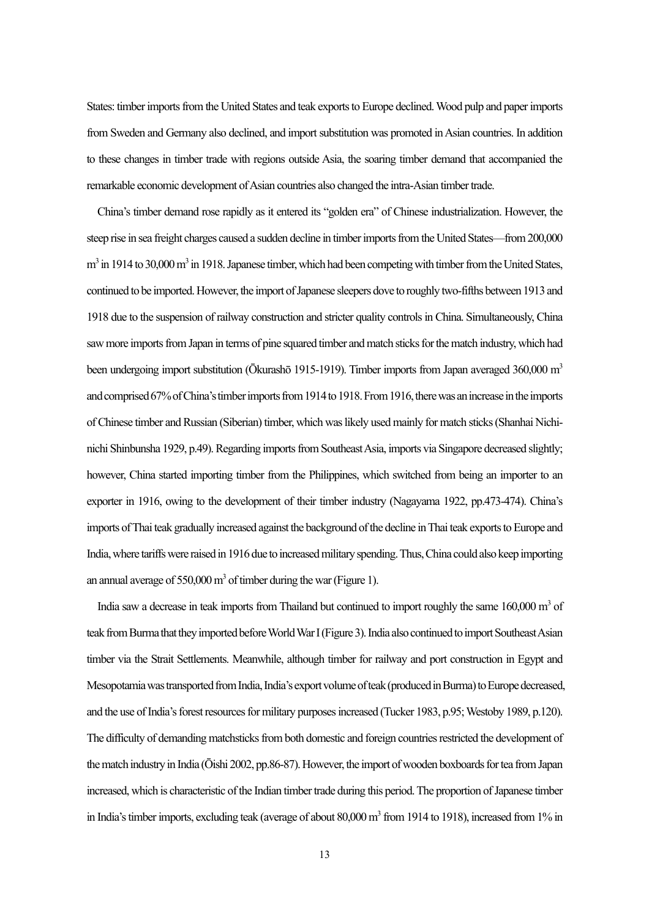States: timber imports from the United States and teak exports to Europe declined. Wood pulp and paper imports from Sweden and Germany also declined, and import substitution was promoted in Asian countries. In addition to these changes in timber trade with regions outside Asia, the soaring timber demand that accompanied the remarkable economic development of Asian countries also changed the intra-Asian timber trade.

China's timber demand rose rapidly as it entered its "golden era" of Chinese industrialization. However, the steep rise in sea freight charges caused a sudden decline in timber imports from the United States—from 200,000 m$^3$ in 1914 to 30,000 m$^3$ in 1918. Japanese timber, which had been competing with timber from the United States, continued to be imported. However, the import of Japanese sleepers dove to roughly two-fifths between 1913 and 1918 due to the suspension of railway construction and stricter quality controls in China. Simultaneously, China saw more imports from Japan in terms of pine squared timber and match sticks for the match industry, which had been undergoing import substitution (Ōkurashō 1915-1919). Timber imports from Japan averaged 360,000 m$^3$ and comprised 67% of China's timber imports from 1914 to 1918. From 1916, there was an increase in the imports of Chinese timber and Russian (Siberian) timber, which was likely used mainly for match sticks (Shanhai Nichi-nichi Shinbunsha 1929, p.49). Regarding imports from Southeast Asia, imports via Singapore decreased slightly; however, China started importing timber from the Philippines, which switched from being an importer to an exporter in 1916, owing to the development of their timber industry (Nagayama 1922, pp.473-474). China's imports of Thai teak gradually increased against the background of the decline in Thai teak exports to Europe and India, where tariffs were raised in 1916 due to increased military spending. Thus, China could also keep importing an annual average of 550,000 m$^3$ of timber during the war (Figure 1).

India saw a decrease in teak imports from Thailand but continued to import roughly the same 160,000 m$^3$ of teak from Burma that they imported before World War I (Figure 3). India also continued to import Southeast Asian timber via the Strait Settlements. Meanwhile, although timber for railway and port construction in Egypt and Mesopotamia was transported from India, India's export volume of teak (produced in Burma) to Europe decreased, and the use of India's forest resources for military purposes increased (Tucker 1983, p.95; Westoby 1989, p.120). The difficulty of demanding matchsticks from both domestic and foreign countries restricted the development of the match industry in India (Ōishi 2002, pp.86-87). However, the import of wooden boxboards for tea from Japan increased, which is characteristic of the Indian timber trade during this period. The proportion of Japanese timber in India's timber imports, excluding teak (average of about 80,000 m$^3$ from 1914 to 1918), increased from 1% in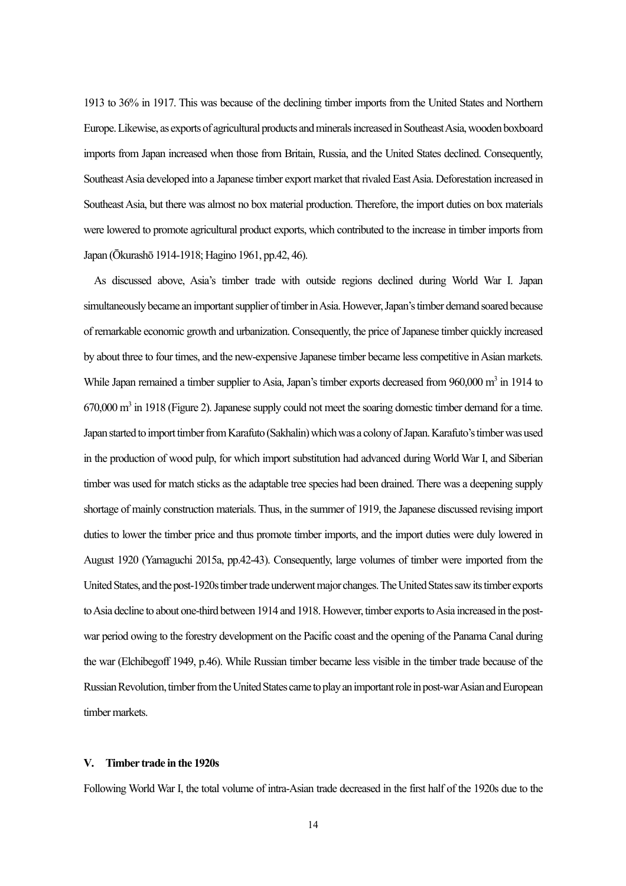1913 to 36% in 1917. This was because of the declining timber imports from the United States and Northern Europe. Likewise, as exports of agricultural products and minerals increased in Southeast Asia, wooden boxboard imports from Japan increased when those from Britain, Russia, and the United States declined. Consequently, Southeast Asia developed into a Japanese timber export market that rivaled East Asia. Deforestation increased in Southeast Asia, but there was almost no box material production. Therefore, the import duties on box materials were lowered to promote agricultural product exports, which contributed to the increase in timber imports from Japan (Ōkurashō 1914-1918; Hagino 1961, pp.42, 46).

As discussed above, Asia's timber trade with outside regions declined during World War I. Japan simultaneously became an important supplier of timber in Asia. However, Japan's timber demand soared because of remarkable economic growth and urbanization. Consequently, the price of Japanese timber quickly increased by about three to four times, and the new-expensive Japanese timber became less competitive in Asian markets. While Japan remained a timber supplier to Asia, Japan's timber exports decreased from 960,000 $m^3$ in 1914 to 670,000 $m^3$ in 1918 (Figure 2). Japanese supply could not meet the soaring domestic timber demand for a time. Japan started to import timber from Karafuto (Sakhalin) which was a colony of Japan. Karafuto's timber was used in the production of wood pulp, for which import substitution had advanced during World War I, and Siberian timber was used for match sticks as the adaptable tree species had been drained. There was a deepening supply shortage of mainly construction materials. Thus, in the summer of 1919, the Japanese discussed revising import duties to lower the timber price and thus promote timber imports, and the import duties were duly lowered in August 1920 (Yamaguchi 2015a, pp.42-43). Consequently, large volumes of timber were imported from the United States, and the post-1920s timber trade underwent major changes. The United States saw its timber exports to Asia decline to about one-third between 1914 and 1918. However, timber exports to Asia increased in the post-war period owing to the forestry development on the Pacific coast and the opening of the Panama Canal during the war (Elchibegoff 1949, p.46). While Russian timber became less visible in the timber trade because of the Russian Revolution, timber from the United States came to play an important role in post-war Asian and European timber markets.

## V. Timber trade in the 1920s

Following World War I, the total volume of intra-Asian trade decreased in the first half of the 1920s due to the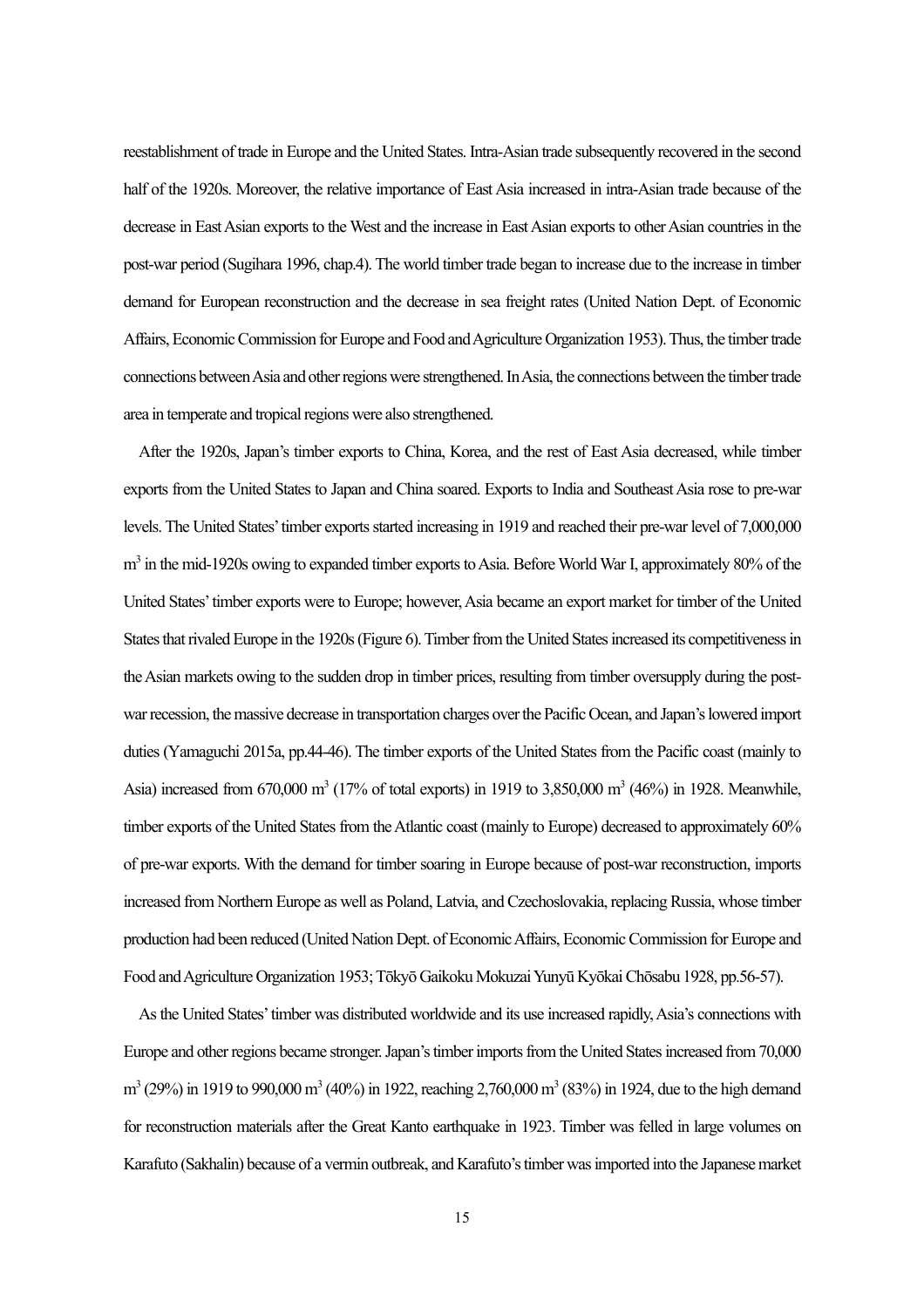reestablishment of trade in Europe and the United States. Intra-Asian trade subsequently recovered in the second half of the 1920s. Moreover, the relative importance of East Asia increased in intra-Asian trade because of the decrease in East Asian exports to the West and the increase in East Asian exports to other Asian countries in the post-war period (Sugihara 1996, chap.4). The world timber trade began to increase due to the increase in timber demand for European reconstruction and the decrease in sea freight rates (United Nation Dept. of Economic Affairs, Economic Commission for Europe and Food and Agriculture Organization 1953). Thus, the timber trade connections between Asia and other regions were strengthened. In Asia, the connections between the timber trade area in temperate and tropical regions were also strengthened.

After the 1920s, Japan's timber exports to China, Korea, and the rest of East Asia decreased, while timber exports from the United States to Japan and China soared. Exports to India and Southeast Asia rose to pre-war levels. The United States' timber exports started increasing in 1919 and reached their pre-war level of 7,000,000 m$^3$ in the mid-1920s owing to expanded timber exports to Asia. Before World War I, approximately 80% of the United States' timber exports were to Europe; however, Asia became an export market for timber of the United States that rivaled Europe in the 1920s (Figure 6). Timber from the United States increased its competitiveness in the Asian markets owing to the sudden drop in timber prices, resulting from timber oversupply during the post-war recession, the massive decrease in transportation charges over the Pacific Ocean, and Japan's lowered import duties (Yamaguchi 2015a, pp.44-46). The timber exports of the United States from the Pacific coast (mainly to Asia) increased from 670,000 m$^3$ (17% of total exports) in 1919 to 3,850,000 m$^3$ (46%) in 1928. Meanwhile, timber exports of the United States from the Atlantic coast (mainly to Europe) decreased to approximately 60% of pre-war exports. With the demand for timber soaring in Europe because of post-war reconstruction, imports increased from Northern Europe as well as Poland, Latvia, and Czechoslovakia, replacing Russia, whose timber production had been reduced (United Nation Dept. of Economic Affairs, Economic Commission for Europe and Food and Agriculture Organization 1953; Tōkyō Gaikoku Mokuzai Yunyū Kyōkai Chōsabu 1928, pp.56-57).

As the United States' timber was distributed worldwide and its use increased rapidly, Asia's connections with Europe and other regions became stronger. Japan's timber imports from the United States increased from 70,000 m$^3$ (29%) in 1919 to 990,000 m$^3$ (40%) in 1922, reaching 2,760,000 m$^3$ (83%) in 1924, due to the high demand for reconstruction materials after the Great Kanto earthquake in 1923. Timber was felled in large volumes on Karafuto (Sakhalin) because of a vermin outbreak, and Karafuto's timber was imported into the Japanese market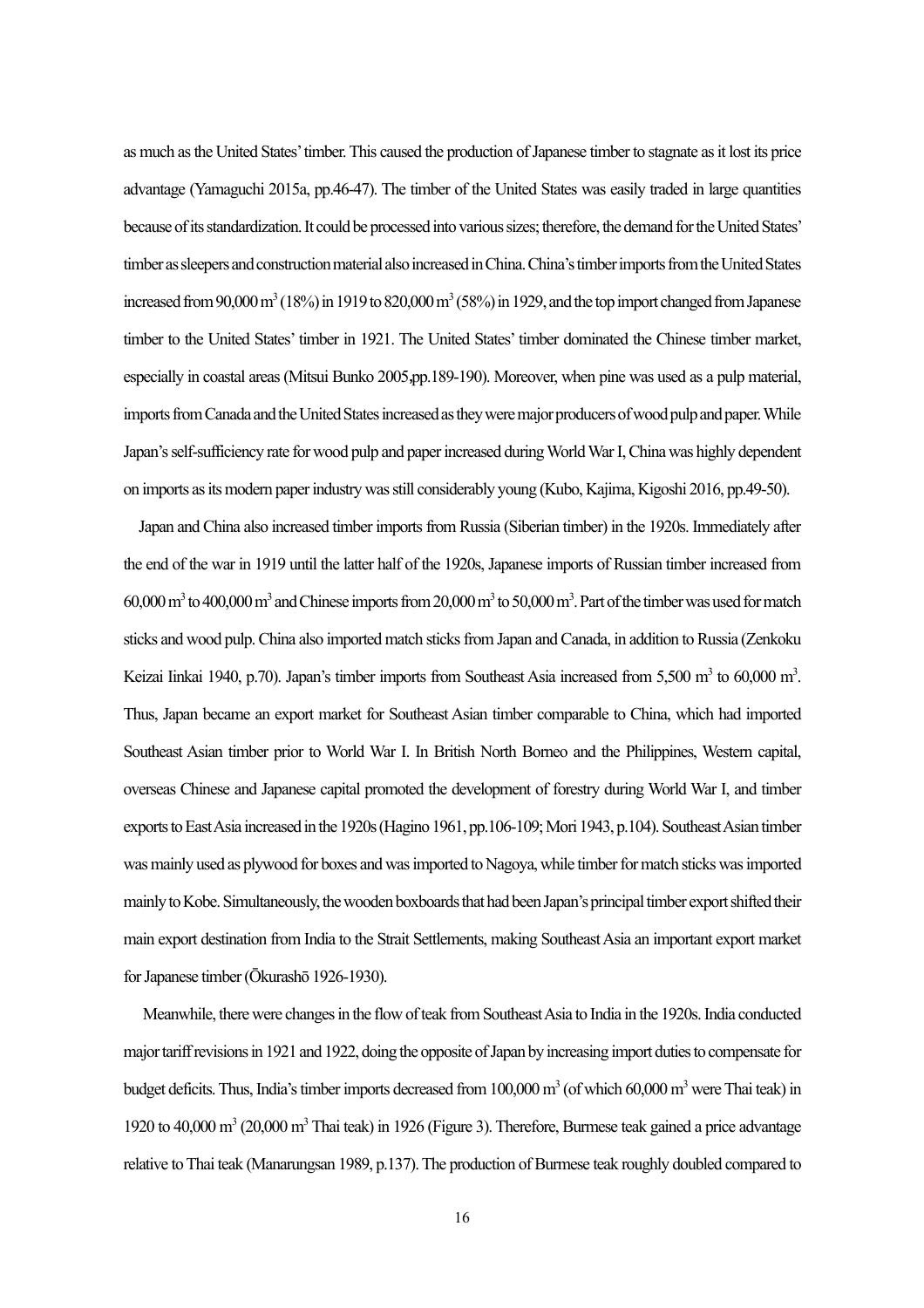as much as the United States' timber. This caused the production of Japanese timber to stagnate as it lost its price advantage (Yamaguchi 2015a, pp.46-47). The timber of the United States was easily traded in large quantities because of its standardization. It could be processed into various sizes; therefore, the demand for the United States' timber as sleepers and construction material also increased in China. China's timber imports from the United States increased from 90,000 $m^3$ (18%) in 1919 to 820,000 $m^3$ (58%) in 1929, and the top import changed from Japanese timber to the United States' timber in 1921. The United States' timber dominated the Chinese timber market, especially in coastal areas (Mitsui Bunko 2005,pp.189-190). Moreover, when pine was used as a pulp material, imports from Canada and the United States increased as they were major producers of wood pulp and paper. While Japan's self-sufficiency rate for wood pulp and paper increased during World War I, China was highly dependent on imports as its modern paper industry was still considerably young (Kubo, Kajima, Kigoshi 2016, pp.49-50).

Japan and China also increased timber imports from Russia (Siberian timber) in the 1920s. Immediately after the end of the war in 1919 until the latter half of the 1920s, Japanese imports of Russian timber increased from 60,000 $m^3$ to 400,000 $m^3$ and Chinese imports from 20,000 $m^3$ to 50,000 $m^3$. Part of the timber was used for match sticks and wood pulp. China also imported match sticks from Japan and Canada, in addition to Russia (Zenkoku Keizai Iinkai 1940, p.70). Japan's timber imports from Southeast Asia increased from 5,500 $m^3$ to 60,000 $m^3$. Thus, Japan became an export market for Southeast Asian timber comparable to China, which had imported Southeast Asian timber prior to World War I. In British North Borneo and the Philippines, Western capital, overseas Chinese and Japanese capital promoted the development of forestry during World War I, and timber exports to East Asia increased in the 1920s (Hagino 1961, pp.106-109; Mori 1943, p.104). Southeast Asian timber was mainly used as plywood for boxes and was imported to Nagoya, while timber for match sticks was imported mainly to Kobe. Simultaneously, the wooden boxboards that had been Japan's principal timber export shifted their main export destination from India to the Strait Settlements, making Southeast Asia an important export market for Japanese timber (Ōkurashō 1926-1930).

Meanwhile, there were changes in the flow of teak from Southeast Asia to India in the 1920s. India conducted major tariff revisions in 1921 and 1922, doing the opposite of Japan by increasing import duties to compensate for budget deficits. Thus, India's timber imports decreased from 100,000 $m^3$ (of which 60,000 $m^3$ were Thai teak) in 1920 to 40,000 $m^3$ (20,000 $m^3$ Thai teak) in 1926 (Figure 3). Therefore, Burmese teak gained a price advantage relative to Thai teak (Manarungsan 1989, p.137). The production of Burmese teak roughly doubled compared to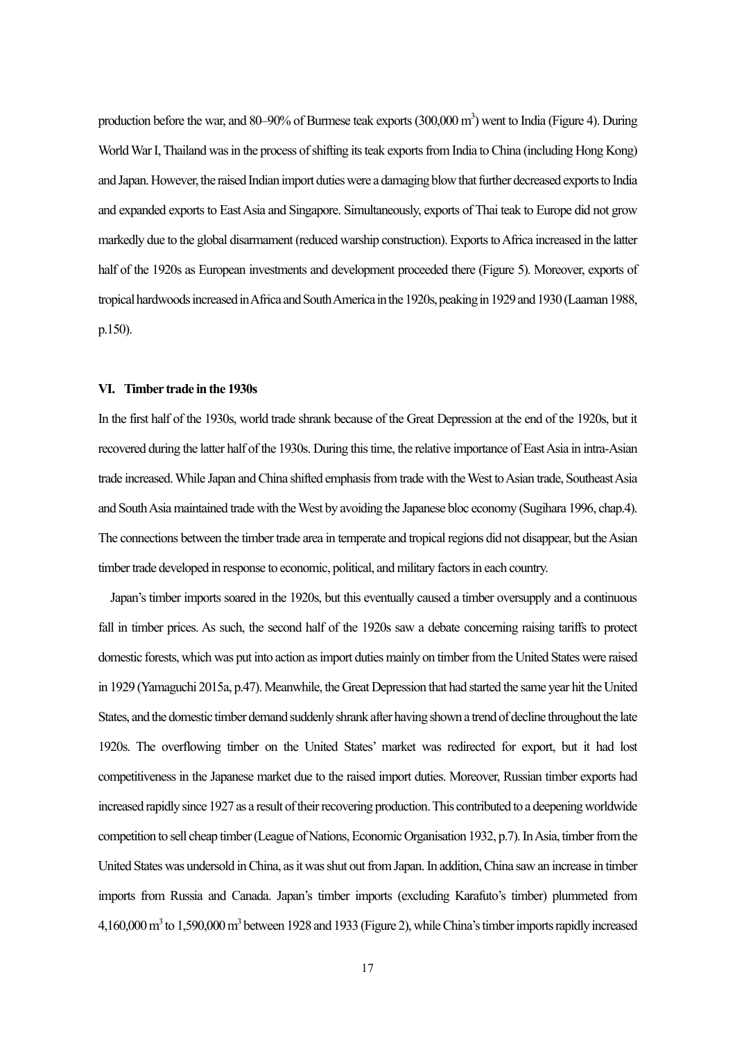production before the war, and 80–90% of Burmese teak exports (300,000 $m^3$) went to India (Figure 4). During World War I, Thailand was in the process of shifting its teak exports from India to China (including Hong Kong) and Japan. However, the raised Indian import duties were a damaging blow that further decreased exports to India and expanded exports to East Asia and Singapore. Simultaneously, exports of Thai teak to Europe did not grow markedly due to the global disarmament (reduced warship construction). Exports to Africa increased in the latter half of the 1920s as European investments and development proceeded there (Figure 5). Moreover, exports of tropical hardwoods increased in Africa and South America in the 1920s, peaking in 1929 and 1930 (Laaman 1988, p.150).

### VI. Timber trade in the 1930s

In the first half of the 1930s, world trade shrank because of the Great Depression at the end of the 1920s, but it recovered during the latter half of the 1930s. During this time, the relative importance of East Asia in intra-Asian trade increased. While Japan and China shifted emphasis from trade with the West to Asian trade, Southeast Asia and South Asia maintained trade with the West by avoiding the Japanese bloc economy (Sugihara 1996, chap.4). The connections between the timber trade area in temperate and tropical regions did not disappear, but the Asian timber trade developed in response to economic, political, and military factors in each country.

Japan's timber imports soared in the 1920s, but this eventually caused a timber oversupply and a continuous fall in timber prices. As such, the second half of the 1920s saw a debate concerning raising tariffs to protect domestic forests, which was put into action as import duties mainly on timber from the United States were raised in 1929 (Yamaguchi 2015a, p.47). Meanwhile, the Great Depression that had started the same year hit the United States, and the domestic timber demand suddenly shrank after having shown a trend of decline throughout the late 1920s. The overflowing timber on the United States' market was redirected for export, but it had lost competitiveness in the Japanese market due to the raised import duties. Moreover, Russian timber exports had increased rapidly since 1927 as a result of their recovering production. This contributed to a deepening worldwide competition to sell cheap timber (League of Nations, Economic Organisation 1932, p.7). In Asia, timber from the United States was undersold in China, as it was shut out from Japan. In addition, China saw an increase in timber imports from Russia and Canada. Japan's timber imports (excluding Karafuto's timber) plummeted from 4,160,000 $m^3$ to 1,590,000 $m^3$ between 1928 and 1933 (Figure 2), while China's timber imports rapidly increased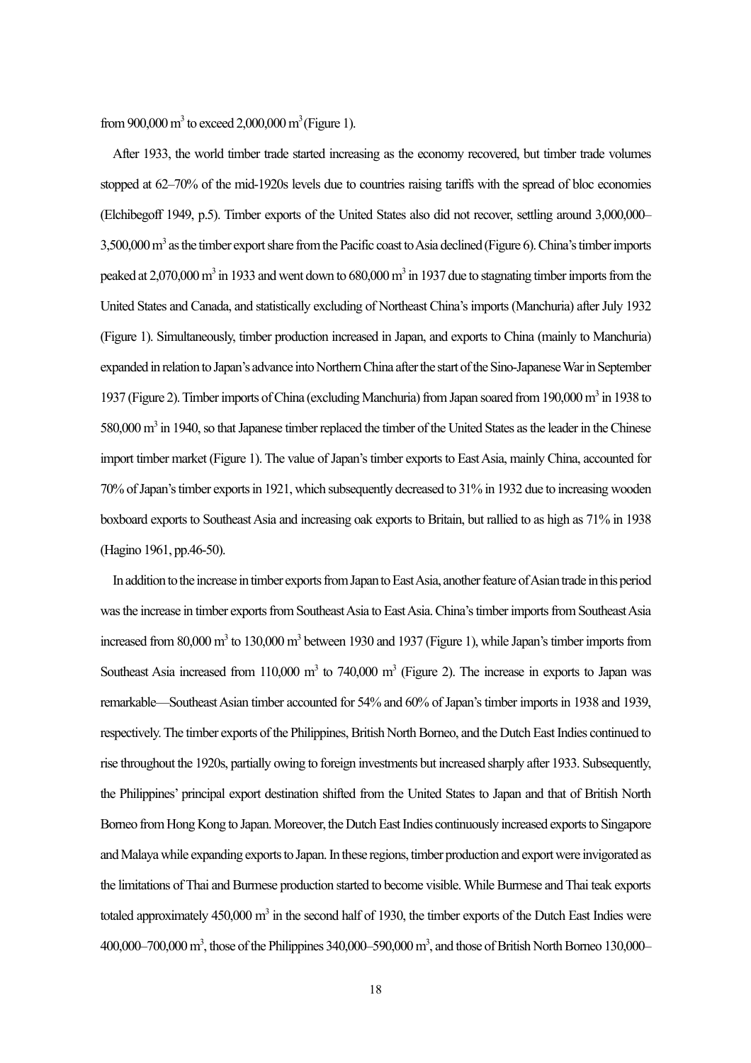from 900,000 $m^3$ to exceed 2,000,000 $m^3$ (Figure 1).

After 1933, the world timber trade started increasing as the economy recovered, but timber trade volumes stopped at 62–70% of the mid-1920s levels due to countries raising tariffs with the spread of bloc economies (Elchibegoff 1949, p.5). Timber exports of the United States also did not recover, settling around 3,000,000–3,500,000 $m^3$ as the timber export share from the Pacific coast to Asia declined (Figure 6). China's timber imports peaked at 2,070,000 $m^3$ in 1933 and went down to 680,000 $m^3$ in 1937 due to stagnating timber imports from the United States and Canada, and statistically excluding of Northeast China's imports (Manchuria) after July 1932 (Figure 1). Simultaneously, timber production increased in Japan, and exports to China (mainly to Manchuria) expanded in relation to Japan's advance into Northern China after the start of the Sino-Japanese War in September 1937 (Figure 2). Timber imports of China (excluding Manchuria) from Japan soared from 190,000 $m^3$ in 1938 to 580,000 $m^3$ in 1940, so that Japanese timber replaced the timber of the United States as the leader in the Chinese import timber market (Figure 1). The value of Japan's timber exports to East Asia, mainly China, accounted for 70% of Japan's timber exports in 1921, which subsequently decreased to 31% in 1932 due to increasing wooden boxboard exports to Southeast Asia and increasing oak exports to Britain, but rallied to as high as 71% in 1938 (Hagino 1961, pp.46-50).

In addition to the increase in timber exports from Japan to East Asia, another feature of Asian trade in this period was the increase in timber exports from Southeast Asia to East Asia. China's timber imports from Southeast Asia increased from 80,000 $m^3$ to 130,000 $m^3$ between 1930 and 1937 (Figure 1), while Japan's timber imports from Southeast Asia increased from 110,000 $m^3$ to 740,000 $m^3$ (Figure 2). The increase in exports to Japan was remarkable—Southeast Asian timber accounted for 54% and 60% of Japan's timber imports in 1938 and 1939, respectively. The timber exports of the Philippines, British North Borneo, and the Dutch East Indies continued to rise throughout the 1920s, partially owing to foreign investments but increased sharply after 1933. Subsequently, the Philippines' principal export destination shifted from the United States to Japan and that of British North Borneo from Hong Kong to Japan. Moreover, the Dutch East Indies continuously increased exports to Singapore and Malaya while expanding exports to Japan. In these regions, timber production and export were invigorated as the limitations of Thai and Burmese production started to become visible. While Burmese and Thai teak exports totaled approximately 450,000 $m^3$ in the second half of 1930, the timber exports of the Dutch East Indies were 400,000–700,000 $m^3$, those of the Philippines 340,000–590,000 $m^3$, and those of British North Borneo 130,000–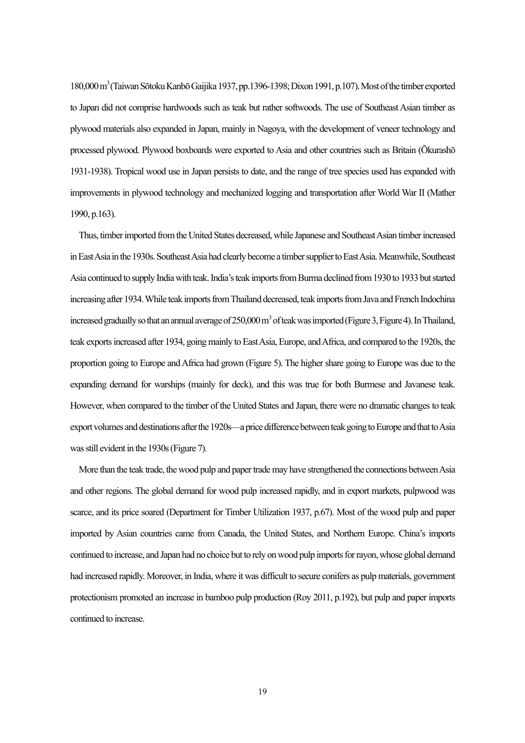180,000 $m^3$ (Taiwan Sōtoku Kanbō Gaijika 1937, pp.1396-1398; Dixon 1991, p.107). Most of the timber exported to Japan did not comprise hardwoods such as teak but rather softwoods. The use of Southeast Asian timber as plywood materials also expanded in Japan, mainly in Nagoya, with the development of veneer technology and processed plywood. Plywood boxboards were exported to Asia and other countries such as Britain (Ōkurashō 1931-1938). Tropical wood use in Japan persists to date, and the range of tree species used has expanded with improvements in plywood technology and mechanized logging and transportation after World War II (Mather 1990, p.163).

Thus, timber imported from the United States decreased, while Japanese and Southeast Asian timber increased in East Asia in the 1930s. Southeast Asia had clearly become a timber supplier to East Asia. Meanwhile, Southeast Asia continued to supply India with teak. India's teak imports from Burma declined from 1930 to 1933 but started increasing after 1934. While teak imports from Thailand decreased, teak imports from Java and French Indochina increased gradually so that an annual average of 250,000 $m^3$ of teak was imported (Figure 3, Figure 4). In Thailand, teak exports increased after 1934, going mainly to East Asia, Europe, and Africa, and compared to the 1920s, the proportion going to Europe and Africa had grown (Figure 5). The higher share going to Europe was due to the expanding demand for warships (mainly for deck), and this was true for both Burmese and Javanese teak. However, when compared to the timber of the United States and Japan, there were no dramatic changes to teak export volumes and destinations after the 1920s—a price difference between teak going to Europe and that to Asia was still evident in the 1930s (Figure 7).

More than the teak trade, the wood pulp and paper trade may have strengthened the connections between Asia and other regions. The global demand for wood pulp increased rapidly, and in export markets, pulpwood was scarce, and its price soared (Department for Timber Utilization 1937, p.67). Most of the wood pulp and paper imported by Asian countries came from Canada, the United States, and Northern Europe. China's imports continued to increase, and Japan had no choice but to rely on wood pulp imports for rayon, whose global demand had increased rapidly. Moreover, in India, where it was difficult to secure conifers as pulp materials, government protectionism promoted an increase in bamboo pulp production (Roy 2011, p.192), but pulp and paper imports continued to increase.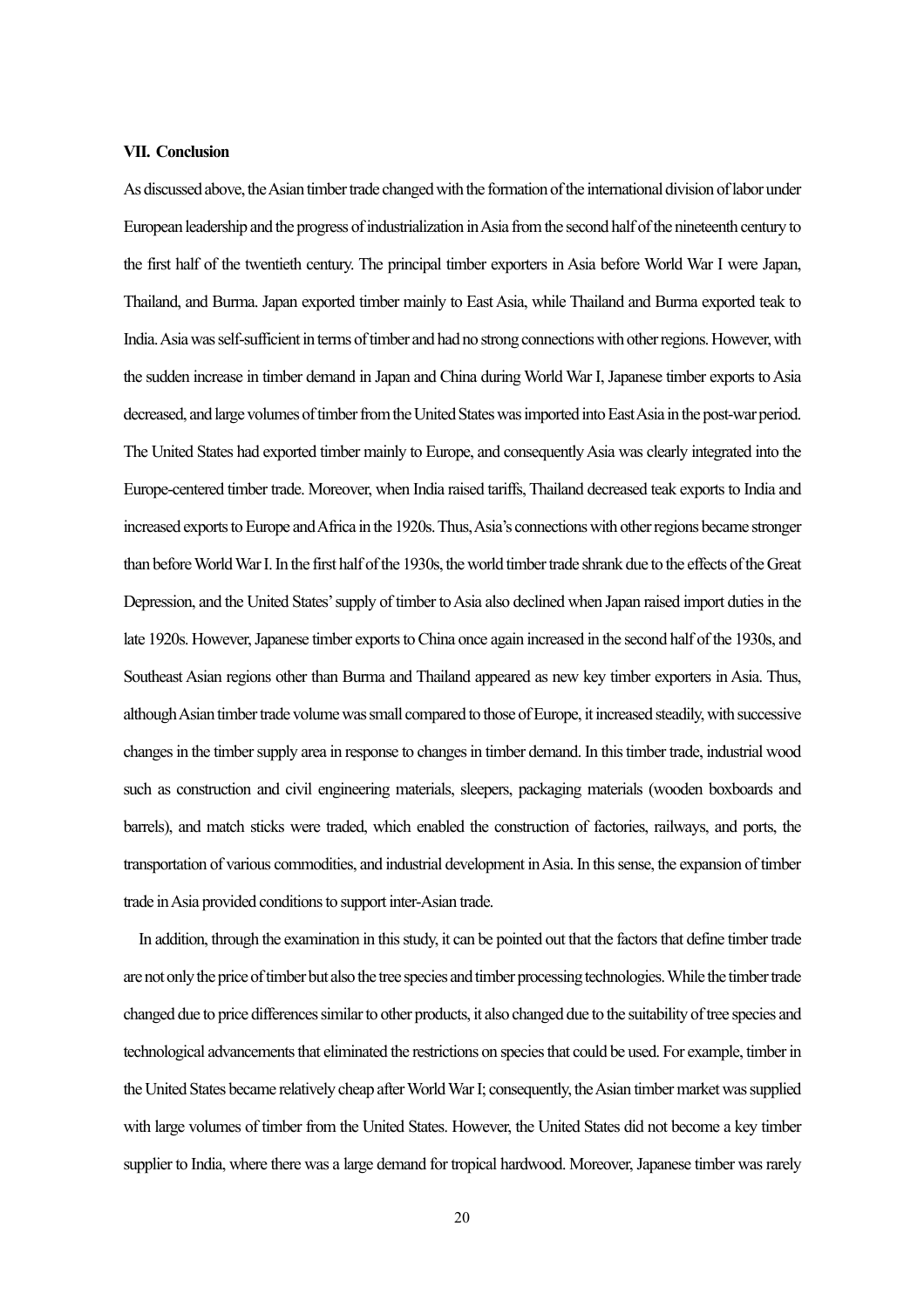### VII. Conclusion

As discussed above, the Asian timber trade changed with the formation of the international division of labor under European leadership and the progress of industrialization in Asia from the second half of the nineteenth century to the first half of the twentieth century. The principal timber exporters in Asia before World War I were Japan, Thailand, and Burma. Japan exported timber mainly to East Asia, while Thailand and Burma exported teak to India. Asia was self-sufficient in terms of timber and had no strong connections with other regions. However, with the sudden increase in timber demand in Japan and China during World War I, Japanese timber exports to Asia decreased, and large volumes of timber from the United States was imported into East Asia in the post-war period. The United States had exported timber mainly to Europe, and consequently Asia was clearly integrated into the Europe-centered timber trade. Moreover, when India raised tariffs, Thailand decreased teak exports to India and increased exports to Europe and Africa in the 1920s. Thus, Asia's connections with other regions became stronger than before World War I. In the first half of the 1930s, the world timber trade shrank due to the effects of the Great Depression, and the United States' supply of timber to Asia also declined when Japan raised import duties in the late 1920s. However, Japanese timber exports to China once again increased in the second half of the 1930s, and Southeast Asian regions other than Burma and Thailand appeared as new key timber exporters in Asia. Thus, although Asian timber trade volume was small compared to those of Europe, it increased steadily, with successive changes in the timber supply area in response to changes in timber demand. In this timber trade, industrial wood such as construction and civil engineering materials, sleepers, packaging materials (wooden boxboards and barrels), and match sticks were traded, which enabled the construction of factories, railways, and ports, the transportation of various commodities, and industrial development in Asia. In this sense, the expansion of timber trade in Asia provided conditions to support inter-Asian trade.

In addition, through the examination in this study, it can be pointed out that the factors that define timber trade are not only the price of timber but also the tree species and timber processing technologies. While the timber trade changed due to price differences similar to other products, it also changed due to the suitability of tree species and technological advancements that eliminated the restrictions on species that could be used. For example, timber in the United States became relatively cheap after World War I; consequently, the Asian timber market was supplied with large volumes of timber from the United States. However, the United States did not become a key timber supplier to India, where there was a large demand for tropical hardwood. Moreover, Japanese timber was rarely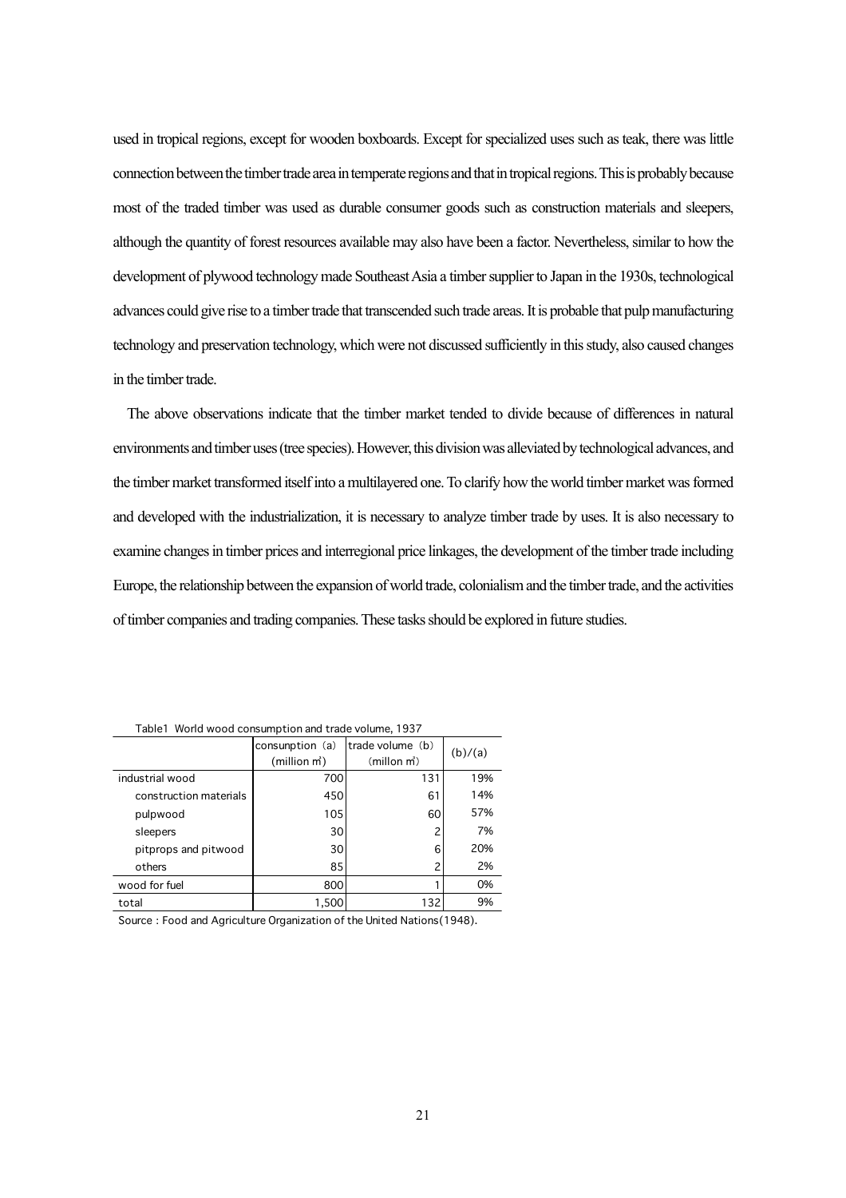used in tropical regions, except for wooden boxboards. Except for specialized uses such as teak, there was little connection between the timber trade area in temperate regions and that in tropical regions. This is probably because most of the traded timber was used as durable consumer goods such as construction materials and sleepers, although the quantity of forest resources available may also have been a factor. Nevertheless, similar to how the development of plywood technology made Southeast Asia a timber supplier to Japan in the 1930s, technological advances could give rise to a timber trade that transcended such trade areas. It is probable that pulp manufacturing technology and preservation technology, which were not discussed sufficiently in this study, also caused changes in the timber trade.

The above observations indicate that the timber market tended to divide because of differences in natural environments and timber uses (tree species). However, this division was alleviated by technological advances, and the timber market transformed itself into a multilayered one. To clarify how the world timber market was formed and developed with the industrialization, it is necessary to analyze timber trade by uses. It is also necessary to examine changes in timber prices and interregional price linkages, the development of the timber trade including Europe, the relationship between the expansion of world trade, colonialism and the timber trade, and the activities of timber companies and trading companies. These tasks should be explored in future studies.

Table1 World wood consumption and trade volume, 1937

| | consunption (a) (million m³) | trade volume (b) (millon m³) | (b)/(a) |
|---|---|---|---|
| industrial wood | 700 | 131 | 19% |
| construction materials | 450 | 61 | 14% |
| pulpwood | 105 | 60 | 57% |
| sleepers | 30 | 2 | 7% |
| pitprops and pitwood | 30 | 6 | 20% |
| others | 85 | 2 | 2% |
| wood for fuel | 800 | 1 | 0% |
| total | 1,500 | 132 | 9% |

Source : Food and Agriculture Organization of the United Nations(1948).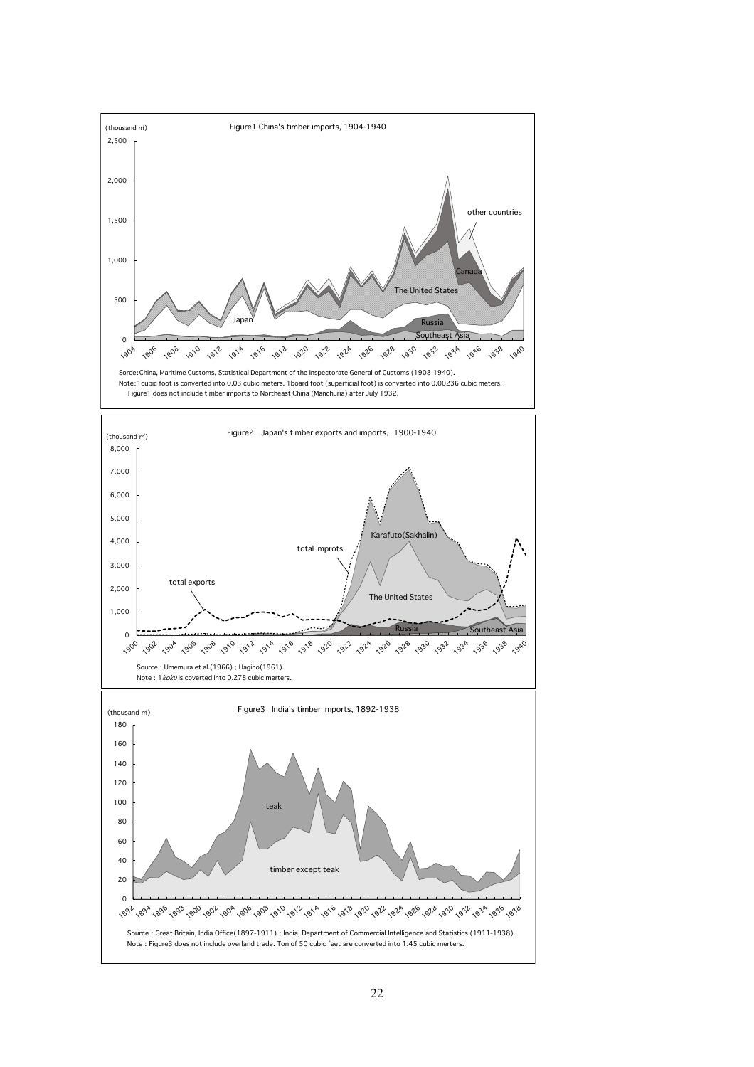Figure1 China's timber imports, 1904-1940

(thousand ㎥)

Sorce: China, Maritime Customs, Statistical Department of the Inspectorate General of Customs (1908-1940).
Note: 1cubic foot is converted into 0.03 cubic meters. 1board foot (superficial foot) is converted into 0.00236 cubic meters.
Figure1 does not include timber imports to Northeast China (Manchuria) after July 1932.

Figure2 Japan's timber exports and imports, 1900-1940

(thousand ㎥)

Source : Umemura et al.(1966) ; Hagino(1961).
Note : 1 *koku* is coverted into 0.278 cubic merters.

Figure3 India's timber imports, 1892-1938

(thousand ㎥)

Source : Great Britain, India Office(1897-1911) ; India, Department of Commercial Intelligence and Statistics (1911-1938).
Note : Figure3 does not include overland trade. Ton of 50 cubic feet are converted into 1.45 cubic merters.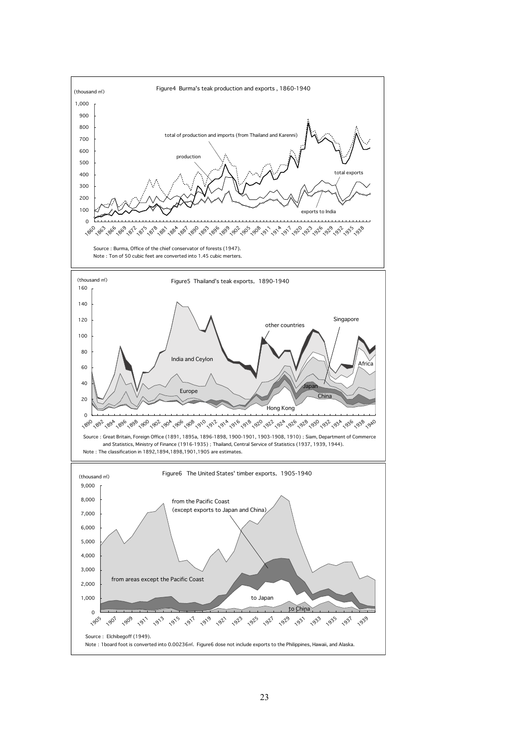Figure4 Burma's teak production and exports, 1860-1940

(thousand ㎥)

total of production and imports (from Thailand and Karenni)

production

total exports

exports to India

Source : Burma, Office of the chief conservator of forests (1947).
Note : Ton of 50 cubic feet are converted into 1.45 cubic merters.

Figure5 Thailand's teak exports, 1890-1940

(thousand ㎥)

other countries

Singapore

India and Ceylon

Africa

Europe

Japan

China

Hong Kong

Source : Great Britain, Foreign Office (1891, 1895a, 1896-1898, 1900-1901, 1903-1908, 1910) ; Siam, Department of Commerce and Statistics, Ministry of Finance (1916-1935) ; Thailand, Central Service of Statistics (1937, 1939, 1944).
Note : The classification in 1892,1894,1898,1901,1905 are estimates.

Figure6 The United States' timber exports, 1905-1940

(thousand ㎥)

from the Pacific Coast (except exports to Japan and China)

from areas except the Pacific Coast

to Japan

to China

Source : Elchibegoff (1949).
Note : 1board foot is converted into 0.00236㎥. Figure6 dose not include exports to the Philippines, Hawaii, and Alaska.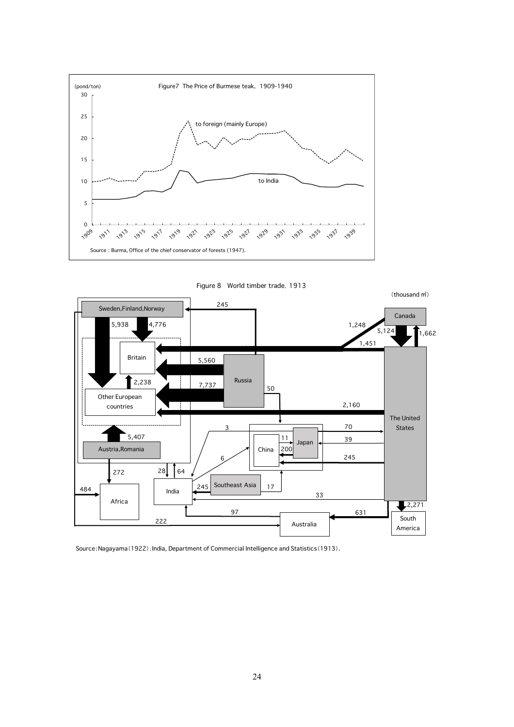(pond/ton)

Figure7 The Price of Burmese teak, 1909-1940

to foreign (mainly Europe)

to India

Source : Burma, Office of the chief conservator of forests (1947).

Figure 8 World timber trade, 1913

(thousand ㎥)

Source: Nagayama (1922); India, Department of Commercial Intelligence and Statistics (1913).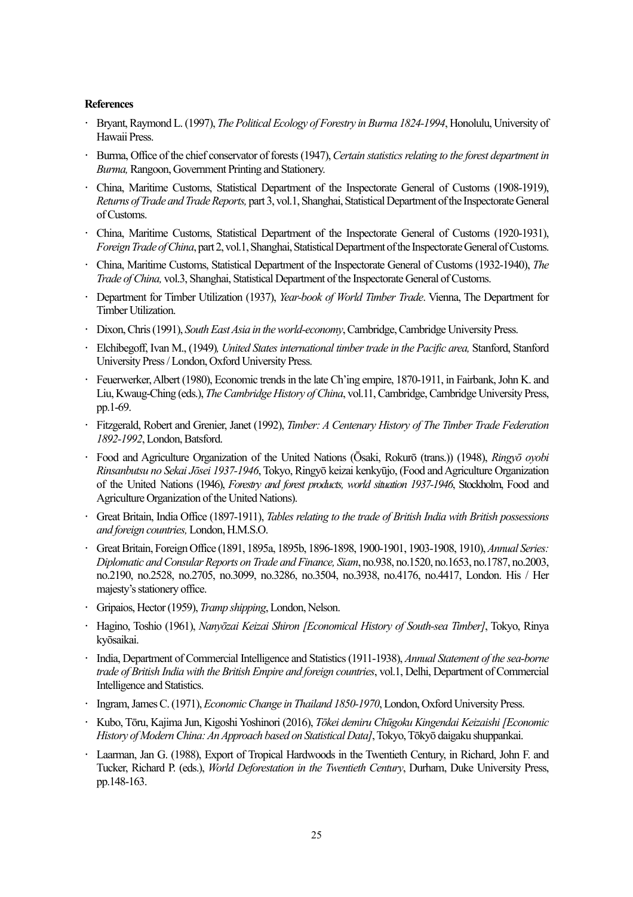**References**

- Bryant, Raymond L. (1997), *The Political Ecology of Forestry in Burma 1824-1994*, Honolulu, University of Hawaii Press.
- Burma, Office of the chief conservator of forests (1947), *Certain statistics relating to the forest department in Burma,* Rangoon, Government Printing and Stationery.
- China, Maritime Customs, Statistical Department of the Inspectorate General of Customs (1908-1919), *Returns of Trade and Trade Reports,* part 3, vol.1, Shanghai, Statistical Department of the Inspectorate General of Customs.
- China, Maritime Customs, Statistical Department of the Inspectorate General of Customs (1920-1931), *Foreign Trade of China*, part 2, vol.1, Shanghai, Statistical Department of the Inspectorate General of Customs.
- China, Maritime Customs, Statistical Department of the Inspectorate General of Customs (1932-1940), *The Trade of China,* vol.3, Shanghai, Statistical Department of the Inspectorate General of Customs.
- Department for Timber Utilization (1937), *Year-book of World Timber Trade*. Vienna, The Department for Timber Utilization.
- Dixon, Chris (1991), *South East Asia in the world-economy*, Cambridge, Cambridge University Press.
- Elchibegoff, Ivan M., (1949)*, United States international timber trade in the Pacific area,* Stanford, Stanford University Press / London, Oxford University Press.
- Feuerwerker, Albert (1980), Economic trends in the late Ch'ing empire, 1870-1911, in Fairbank, John K. and Liu, Kwaug-Ching (eds.), *The Cambridge History of China*, vol.11, Cambridge, Cambridge University Press, pp.1-69.
- Fitzgerald, Robert and Grenier, Janet (1992), *Timber: A Centenary History of The Timber Trade Federation 1892-1992*, London, Batsford.
- Food and Agriculture Organization of the United Nations (Ōsaki, Rokurō (trans.)) (1948), *Ringyō oyobi Rinsanbutsu no Sekai Jōsei 1937-1946*, Tokyo, Ringyō keizai kenkyūjo, (Food and Agriculture Organization of the United Nations (1946), *Forestry and forest products, world situation 1937-1946*, Stockholm, Food and Agriculture Organization of the United Nations).
- Great Britain, India Office (1897-1911), *Tables relating to the trade of British India with British possessions and foreign countries,* London, H.M.S.O.
- Great Britain, Foreign Office (1891, 1895a, 1895b, 1896-1898, 1900-1901, 1903-1908, 1910), *Annual Series: Diplomatic and Consular Reports on Trade and Finance, Siam*, no.938, no.1520, no.1653, no.1787, no.2003, no.2190, no.2528, no.2705, no.3099, no.3286, no.3504, no.3938, no.4176, no.4417, London. His / Her majesty's stationery office.
- Gripaios, Hector (1959), *Tramp shipping*, London, Nelson.
- Hagino, Toshio (1961), *Nanyōzai Keizai Shiron [Economical History of South-sea Timber]*, Tokyo, Rinya kyōsaikai.
- India, Department of Commercial Intelligence and Statistics (1911-1938), *Annual Statement of the sea-borne trade of British India with the British Empire and foreign countries*, vol.1, Delhi, Department of Commercial Intelligence and Statistics.
- Ingram, James C. (1971), *Economic Change in Thailand 1850-1970*, London, Oxford University Press.
- Kubo, Tōru, Kajima Jun, Kigoshi Yoshinori (2016), *Tōkei demiru Chūgoku Kingendai Keizaishi [Economic History of Modern China: An Approach based on Statistical Data]*, Tokyo, Tōkyō daigaku shuppankai.
- Laarman, Jan G. (1988), Export of Tropical Hardwoods in the Twentieth Century, in Richard, John F. and Tucker, Richard P. (eds.), *World Deforestation in the Twentieth Century*, Durham, Duke University Press, pp.148-163.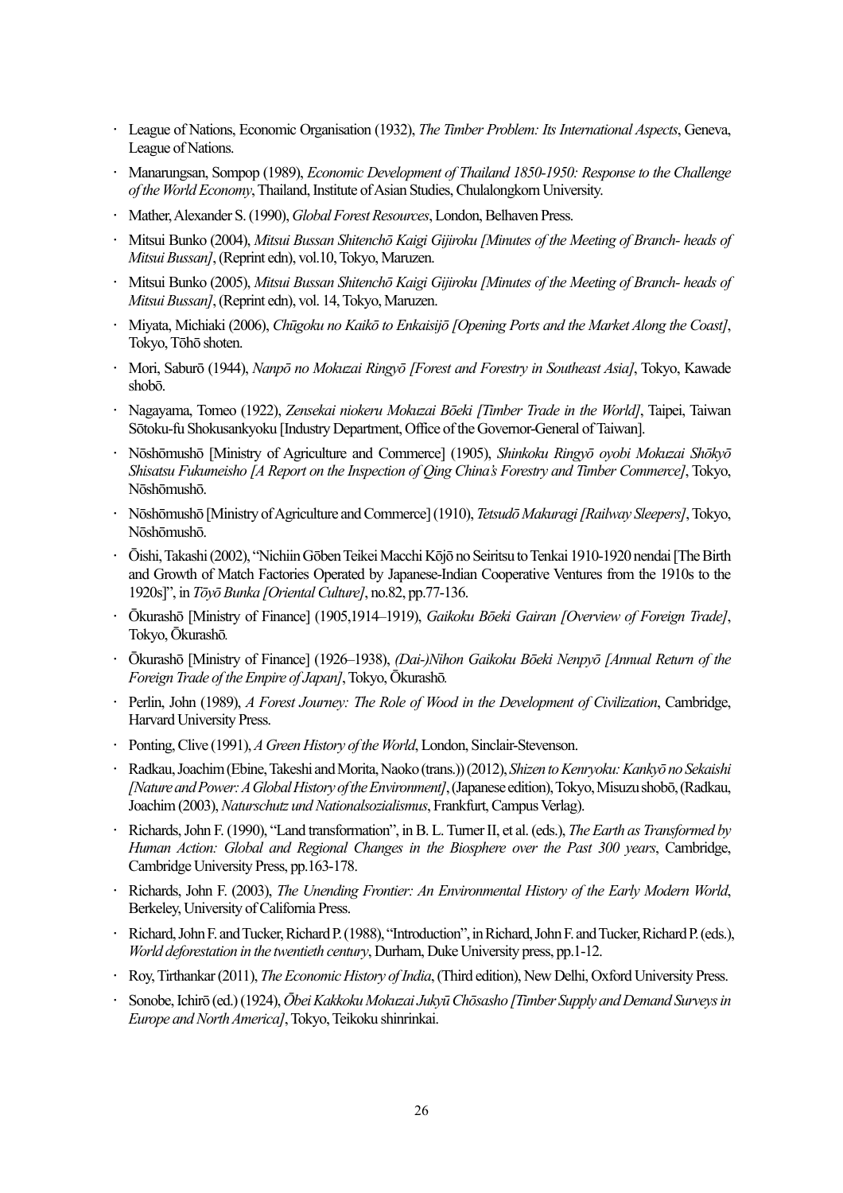- League of Nations, Economic Organisation (1932), *The Timber Problem: Its International Aspects*, Geneva, League of Nations.
- Manarungsan, Sompop (1989), *Economic Development of Thailand 1850-1950: Response to the Challenge of the World Economy*, Thailand, Institute of Asian Studies, Chulalongkorn University.
- Mather, Alexander S. (1990), *Global Forest Resources*, London, Belhaven Press.
- Mitsui Bunko (2004), *Mitsui Bussan Shitenchō Kaigi Gijiroku [Minutes of the Meeting of Branch- heads of Mitsui Bussan]*, (Reprint edn), vol.10, Tokyo, Maruzen.
- Mitsui Bunko (2005), *Mitsui Bussan Shitenchō Kaigi Gijiroku [Minutes of the Meeting of Branch- heads of Mitsui Bussan]*, (Reprint edn), vol. 14, Tokyo, Maruzen.
- Miyata, Michiaki (2006), *Chūgoku no Kaikō to Enkaisijō [Opening Ports and the Market Along the Coast]*, Tokyo, Tōhō shoten.
- Mori, Saburō (1944), *Nanpō no Mokuzai Ringyō [Forest and Forestry in Southeast Asia]*, Tokyo, Kawade shobō.
- Nagayama, Tomeo (1922), *Zensekai niokeru Mokuzai Bōeki [Timber Trade in the World]*, Taipei, Taiwan Sōtoku-fu Shokusankyoku [Industry Department, Office of the Governor-General of Taiwan].
- Nōshōmushō [Ministry of Agriculture and Commerce] (1905), *Shinkoku Ringyō oyobi Mokuzai Shōkyō Shisatsu Fukumeisho [A Report on the Inspection of Qing China's Forestry and Timber Commerce]*, Tokyo, Nōshōmushō.
- Nōshōmushō [Ministry of Agriculture and Commerce] (1910), *Tetsudō Makuragi [Railway Sleepers]*, Tokyo, Nōshōmushō.
- Ōishi, Takashi (2002), "Nichiin Gōben Teikei Macchi Kōjō no Seiritsu to Tenkai 1910-1920 nendai [The Birth and Growth of Match Factories Operated by Japanese-Indian Cooperative Ventures from the 1910s to the 1920s]", in *Tōyō Bunka [Oriental Culture]*, no.82, pp.77-136.
- Ōkurashō [Ministry of Finance] (1905,1914–1919), *Gaikoku Bōeki Gairan [Overview of Foreign Trade]*, Tokyo, Ōkurashō.
- Ōkurashō [Ministry of Finance] (1926–1938), *(Dai-)Nihon Gaikoku Bōeki Nenpyō [Annual Return of the Foreign Trade of the Empire of Japan]*, Tokyo, Ōkurashō.
- Perlin, John (1989), *A Forest Journey: The Role of Wood in the Development of Civilization*, Cambridge, Harvard University Press.
- Ponting, Clive (1991), *A Green History of the World*, London, Sinclair-Stevenson.
- Radkau, Joachim (Ebine, Takeshi and Morita, Naoko (trans.)) (2012), *Shizen to Kenryoku: Kankyō no Sekaishi [Nature and Power: A Global History of the Environment]*, (Japanese edition), Tokyo, Misuzu shobō, (Radkau, Joachim (2003), *Naturschutz und Nationalsozialismus*, Frankfurt, Campus Verlag).
- Richards, John F. (1990), "Land transformation", in B. L. Turner II, et al. (eds.), *The Earth as Transformed by Human Action: Global and Regional Changes in the Biosphere over the Past 300 years*, Cambridge, Cambridge University Press, pp.163-178.
- Richards, John F. (2003), *The Unending Frontier: An Environmental History of the Early Modern World*, Berkeley, University of California Press.
- Richard, John F. and Tucker, Richard P. (1988), "Introduction", in Richard, John F. and Tucker, Richard P. (eds.), *World deforestation in the twentieth century*, Durham, Duke University press, pp.1-12.
- Roy, Tirthankar (2011), *The Economic History of India*, (Third edition), New Delhi, Oxford University Press.
- Sonobe, Ichirō (ed.) (1924), *Ōbei Kakkoku Mokuzai Jukyū Chōsasho [Timber Supply and Demand Surveys in Europe and North America]*, Tokyo, Teikoku shinrinkai.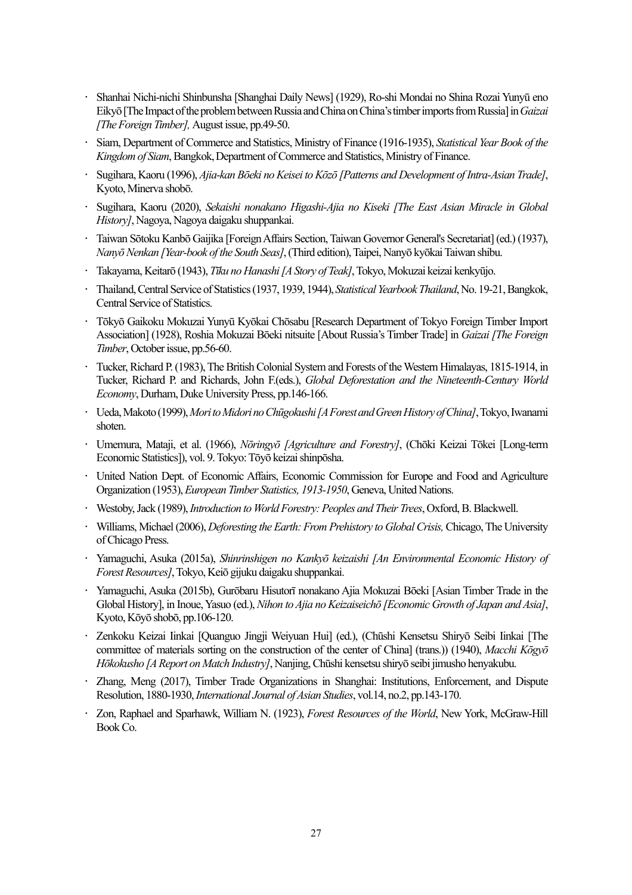- Shanhai Nichi-nichi Shinbunsha [Shanghai Daily News] (1929), Ro-shi Mondai no Shina Rozai Yunyū eno Eikyō [The Impact of the problem between Russia and China on China's timber imports from Russia] in *Gaizai [The Foreign Timber],* August issue, pp.49-50.
- Siam, Department of Commerce and Statistics, Ministry of Finance (1916-1935), *Statistical Year Book of the Kingdom of Siam*, Bangkok, Department of Commerce and Statistics, Ministry of Finance.
- Sugihara, Kaoru (1996), *Ajia-kan Bōeki no Keisei to Kōzō [Patterns and Development of Intra-Asian Trade]*, Kyoto, Minerva shobō.
- Sugihara, Kaoru (2020), *Sekaishi nonakano Higashi-Ajia no Kiseki [The East Asian Miracle in Global History]*, Nagoya, Nagoya daigaku shuppankai.
- Taiwan Sōtoku Kanbō Gaijika [Foreign Affairs Section, Taiwan Governor General's Secretariat] (ed.) (1937), *Nanyō Nenkan [Year-book of the South Seas]*, (Third edition), Taipei, Nanyō kyōkai Taiwan shibu.
- Takayama, Keitarō (1943), *Tīku no Hanashi [A Story of Teak]*, Tokyo, Mokuzai keizai kenkyūjo.
- Thailand, Central Service of Statistics (1937, 1939, 1944), *Statistical Yearbook Thailand*, No. 19-21, Bangkok, Central Service of Statistics.
- Tōkyō Gaikoku Mokuzai Yunyū Kyōkai Chōsabu [Research Department of Tokyo Foreign Timber Import Association] (1928), Roshia Mokuzai Bōeki nitsuite [About Russia's Timber Trade] in *Gaizai [The Foreign Timber*, October issue, pp.56-60.
- Tucker, Richard P. (1983), The British Colonial System and Forests of the Western Himalayas, 1815-1914, in Tucker, Richard P. and Richards, John F.(eds.), *Global Deforestation and the Nineteenth-Century World Economy*, Durham, Duke University Press, pp.146-166.
- Ueda, Makoto (1999), *Mori to Midori no Chūgokushi [A Forest and Green History of China]*, Tokyo, Iwanami shoten.
- Umemura, Mataji, et al. (1966), *Nōringyō [Agriculture and Forestry]*, (Chōki Keizai Tōkei [Long-term Economic Statistics]), vol. 9. Tokyo: Tōyō keizai shinpōsha.
- United Nation Dept. of Economic Affairs, Economic Commission for Europe and Food and Agriculture Organization (1953), *European Timber Statistics, 1913-1950*, Geneva, United Nations.
- Westoby, Jack (1989), *Introduction to World Forestry: Peoples and Their Trees*, Oxford, B. Blackwell.
- Williams, Michael (2006), *Deforesting the Earth: From Prehistory to Global Crisis,* Chicago, The University of Chicago Press.
- Yamaguchi, Asuka (2015a), *Shinrinshigen no Kankyō keizaishi [An Environmental Economic History of Forest Resources]*, Tokyo, Keiō gijuku daigaku shuppankai.
- Yamaguchi, Asuka (2015b), Gurōbaru Hisutorī nonakano Ajia Mokuzai Bōeki [Asian Timber Trade in the Global History], in Inoue, Yasuo (ed.), *Nihon to Ajia no Keizaiseichō [Economic Growth of Japan and Asia]*, Kyoto, Kōyō shobō, pp.106-120.
- Zenkoku Keizai Iinkai [Quanguo Jingji Weiyuan Hui] (ed.), (Chūshi Kensetsu Shiryō Seibi Iinkai [The committee of materials sorting on the construction of the center of China] (trans.)) (1940), *Macchi Kōgyō Hōkokusho [A Report on Match Industry]*, Nanjing, Chūshi kensetsu shiryō seibi jimusho henyakubu.
- Zhang, Meng (2017), Timber Trade Organizations in Shanghai: Institutions, Enforcement, and Dispute Resolution, 1880-1930, *International Journal of Asian Studies*, vol.14, no.2, pp.143-170.
- Zon, Raphael and Sparhawk, William N. (1923), *Forest Resources of the World*, New York, McGraw-Hill Book Co.